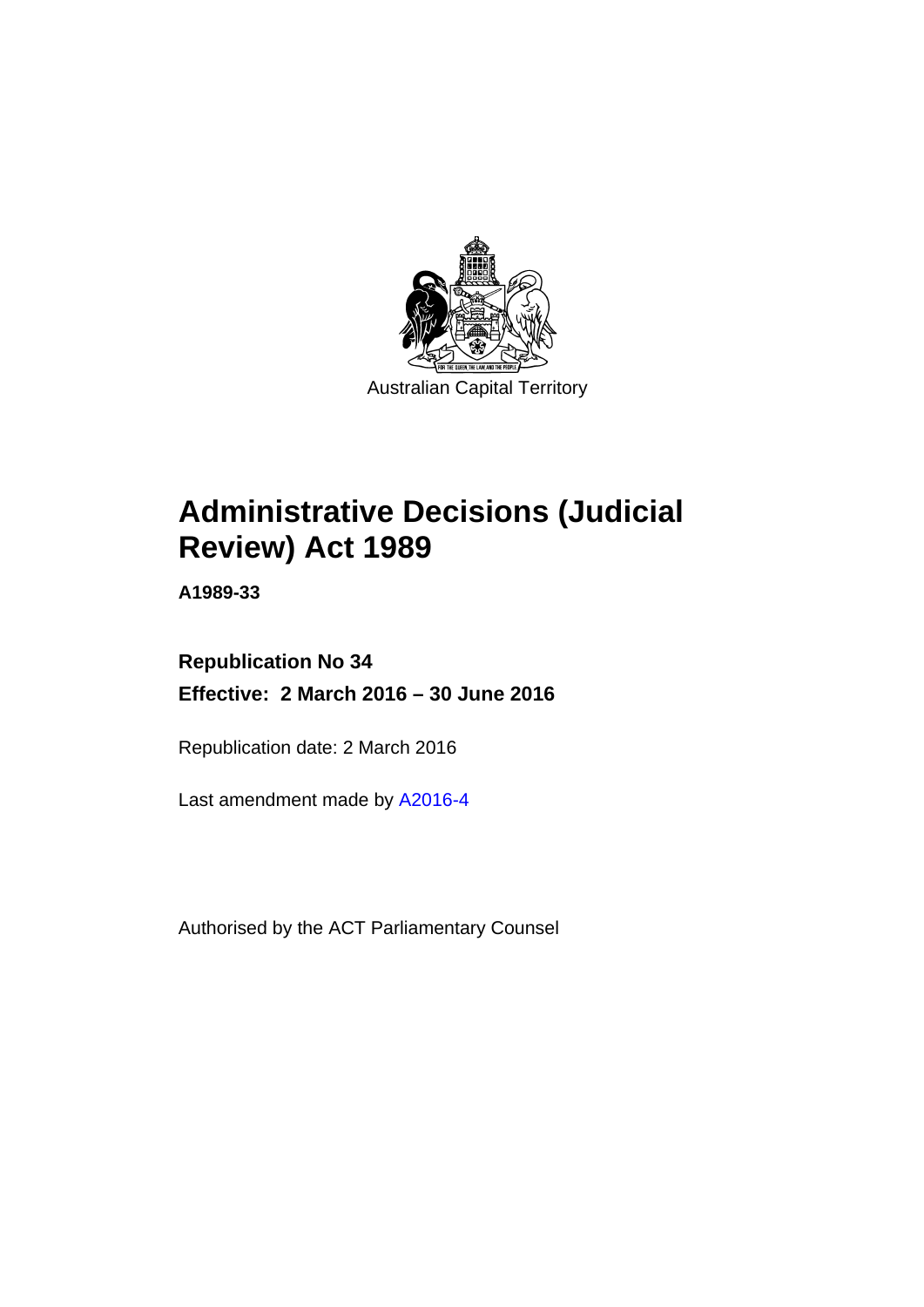Australian Capital Territory

# Administrative Decisions (Judicial Review) Act 1989

**A1989-33**

**Republication No 34**

**Effective: 2 March 2016 – 30 June 2016**

Republication date: 2 March 2016

Last amendment made by A2016-4

Authorised by the ACT Parliamentary Counsel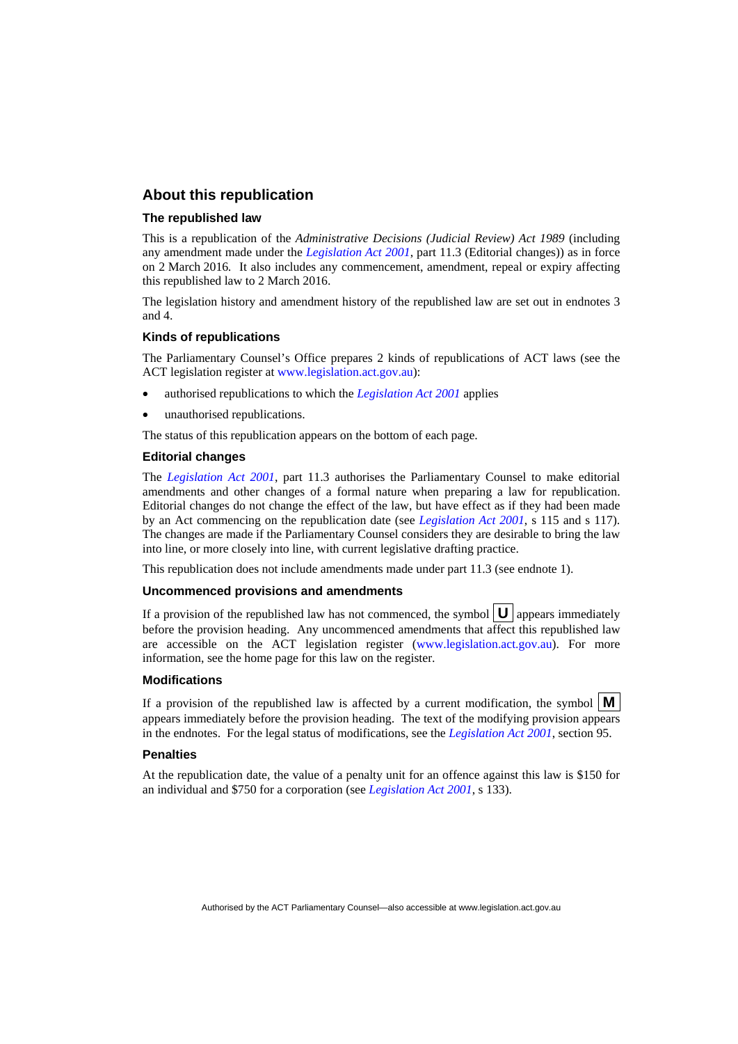## About this republication

### The republished law

This is a republication of the *Administrative Decisions (Judicial Review) Act 1989* (including any amendment made under the *Legislation Act 2001*, part 11.3 (Editorial changes)) as in force on 2 March 2016. It also includes any commencement, amendment, repeal or expiry affecting this republished law to 2 March 2016.

The legislation history and amendment history of the republished law are set out in endnotes 3 and 4.

### Kinds of republications

The Parliamentary Counsel's Office prepares 2 kinds of republications of ACT laws (see the ACT legislation register at www.legislation.act.gov.au):

- authorised republications to which the *Legislation Act 2001* applies
- unauthorised republications.

The status of this republication appears on the bottom of each page.

### Editorial changes

The *Legislation Act 2001*, part 11.3 authorises the Parliamentary Counsel to make editorial amendments and other changes of a formal nature when preparing a law for republication. Editorial changes do not change the effect of the law, but have effect as if they had been made by an Act commencing on the republication date (see *Legislation Act 2001*, s 115 and s 117). The changes are made if the Parliamentary Counsel considers they are desirable to bring the law into line, or more closely into line, with current legislative drafting practice.

This republication does not include amendments made under part 11.3 (see endnote 1).

### Uncommenced provisions and amendments

If a provision of the republished law has not commenced, the symbol **U** appears immediately before the provision heading. Any uncommenced amendments that affect this republished law are accessible on the ACT legislation register (www.legislation.act.gov.au). For more information, see the home page for this law on the register.

### Modifications

If a provision of the republished law is affected by a current modification, the symbol **M** appears immediately before the provision heading. The text of the modifying provision appears in the endnotes. For the legal status of modifications, see the *Legislation Act 2001*, section 95.

### Penalties

At the republication date, the value of a penalty unit for an offence against this law is $150 for an individual and $750 for a corporation (see *Legislation Act 2001*, s 133).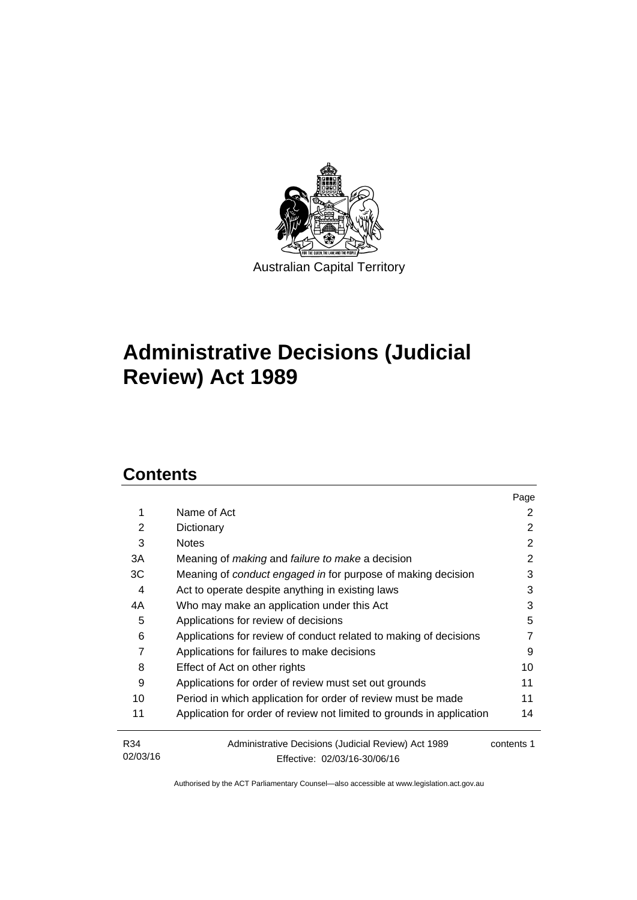Australian Capital Territory

# Administrative Decisions (Judicial Review) Act 1989

## Contents

| | | Page |
|---|---|---|
| 1 | Name of Act | 2 |
| 2 | Dictionary | 2 |
| 3 | Notes | 2 |
| 3A | Meaning of *making* and *failure to make* a decision | 2 |
| 3C | Meaning of *conduct engaged in* for purpose of making decision | 3 |
| 4 | Act to operate despite anything in existing laws | 3 |
| 4A | Who may make an application under this Act | 3 |
| 5 | Applications for review of decisions | 5 |
| 6 | Applications for review of conduct related to making of decisions | 7 |
| 7 | Applications for failures to make decisions | 9 |
| 8 | Effect of Act on other rights | 10 |
| 9 | Applications for order of review must set out grounds | 11 |
| 10 | Period in which application for order of review must be made | 11 |
| 11 | Application for order of review not limited to grounds in application | 14 |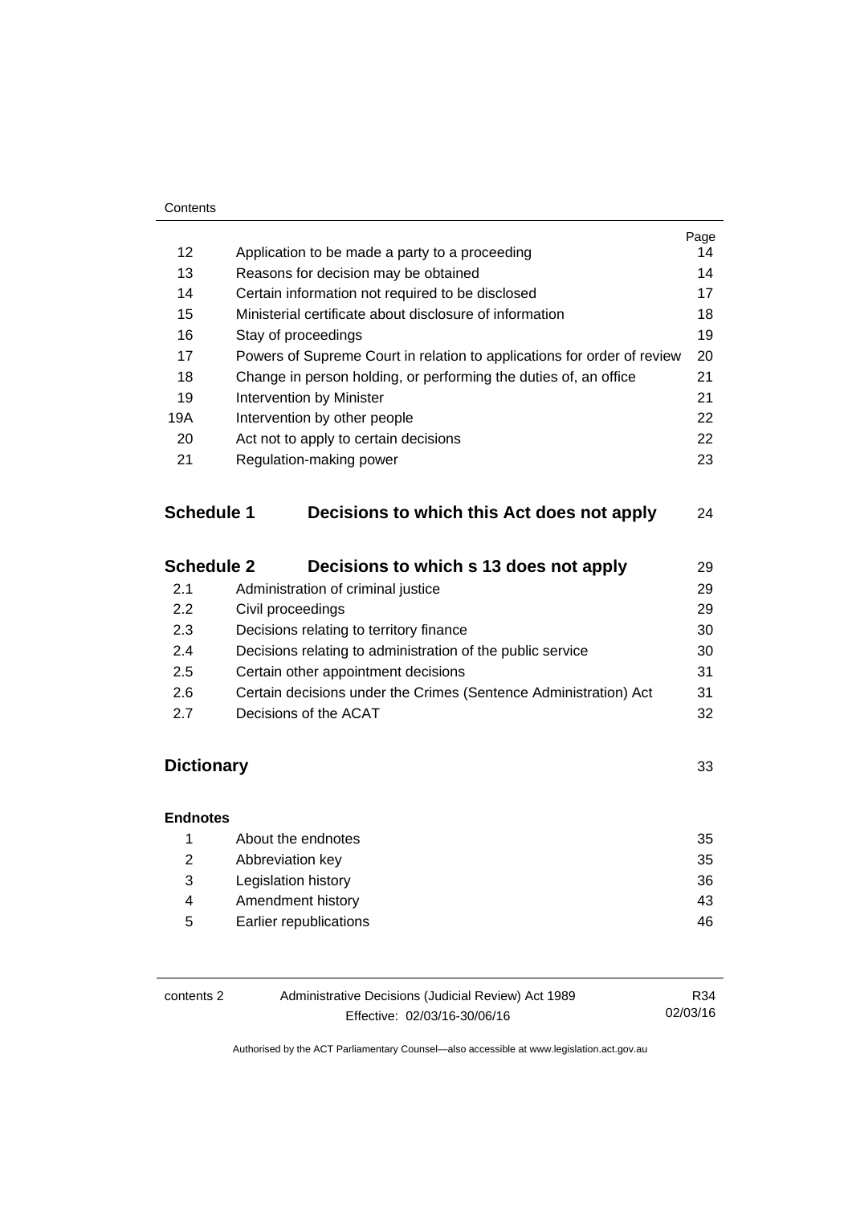| | | Page |
|---|---|---|
| 12 | Application to be made a party to a proceeding | 14 |
| 13 | Reasons for decision may be obtained | 14 |
| 14 | Certain information not required to be disclosed | 17 |
| 15 | Ministerial certificate about disclosure of information | 18 |
| 16 | Stay of proceedings | 19 |
| 17 | Powers of Supreme Court in relation to applications for order of review | 20 |
| 18 | Change in person holding, or performing the duties of, an office | 21 |
| 19 | Intervention by Minister | 21 |
| 19A | Intervention by other people | 22 |
| 20 | Act not to apply to certain decisions | 22 |
| 21 | Regulation-making power | 23 |

## Schedule 1 Decisions to which this Act does not apply 24

## Schedule 2 Decisions to which s 13 does not apply 29

| | | |
|---|---|---|
| 2.1 | Administration of criminal justice | 29 |
| 2.2 | Civil proceedings | 29 |
| 2.3 | Decisions relating to territory finance | 30 |
| 2.4 | Decisions relating to administration of the public service | 30 |
| 2.5 | Certain other appointment decisions | 31 |
| 2.6 | Certain decisions under the Crimes (Sentence Administration) Act | 31 |
| 2.7 | Decisions of the ACAT | 32 |

## Dictionary 33

**Endnotes**

| | | |
|---|---|---|
| 1 | About the endnotes | 35 |
| 2 | Abbreviation key | 35 |
| 3 | Legislation history | 36 |
| 4 | Amendment history | 43 |
| 5 | Earlier republications | 46 |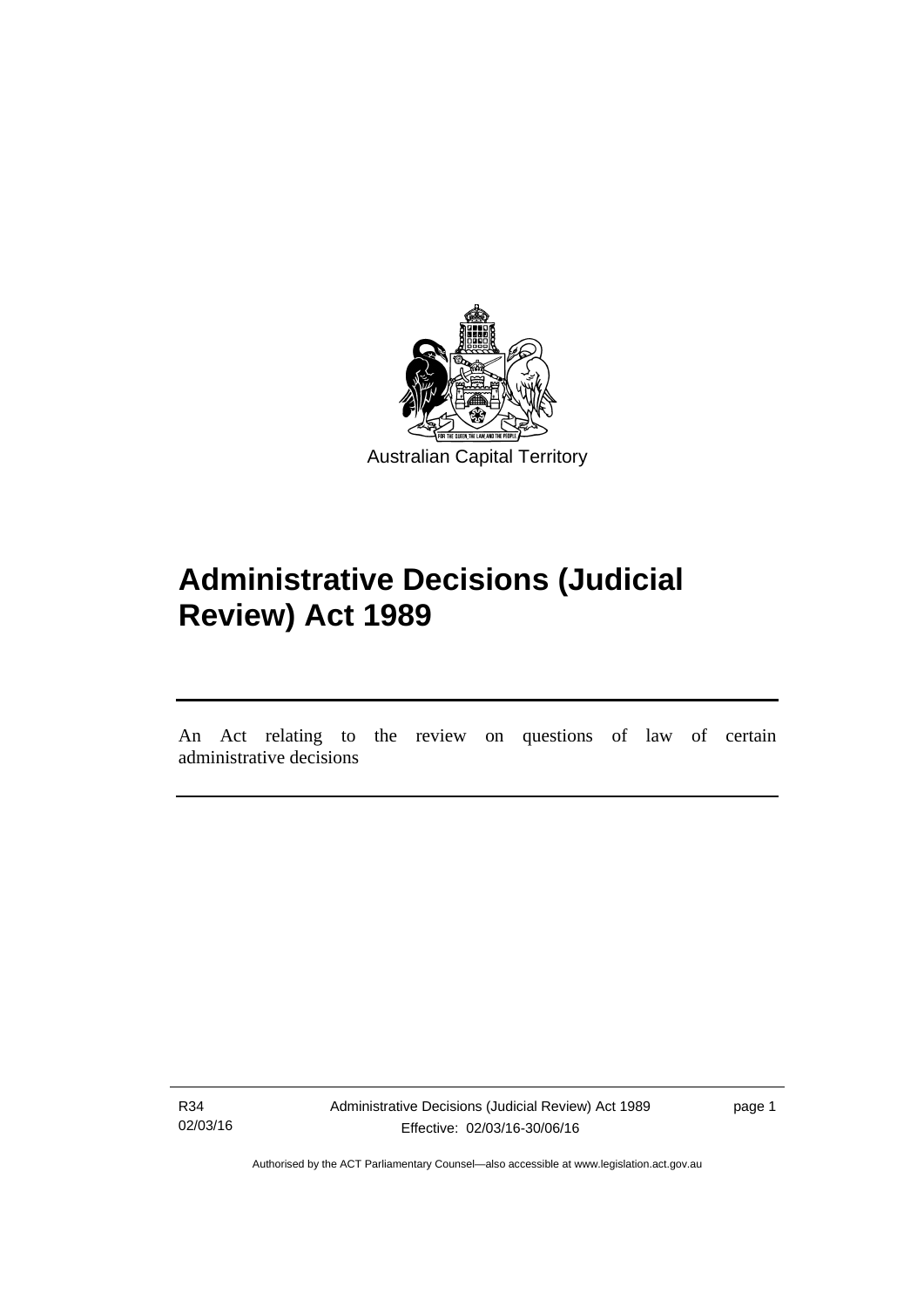Australian Capital Territory

# Administrative Decisions (Judicial Review) Act 1989

An Act relating to the review on questions of law of certain administrative decisions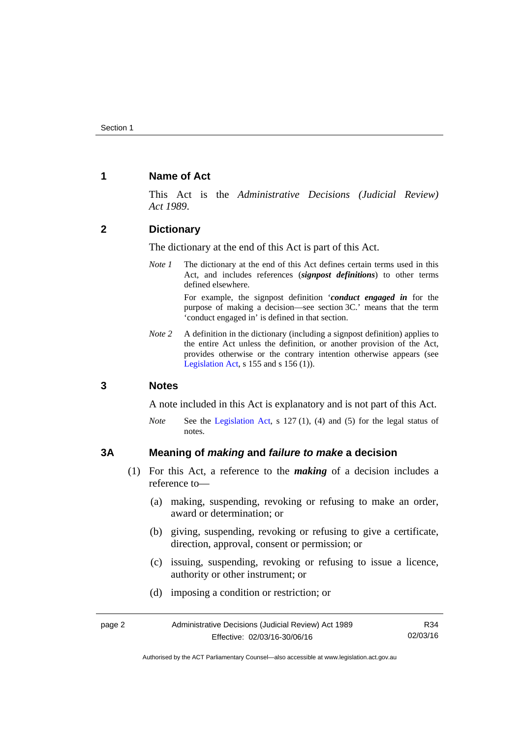## 1 Name of Act

This Act is the *Administrative Decisions (Judicial Review) Act 1989*.

## 2 Dictionary

The dictionary at the end of this Act is part of this Act.

*Note 1* The dictionary at the end of this Act defines certain terms used in this Act, and includes references (***signpost definitions***) to other terms defined elsewhere.

For example, the signpost definition '***conduct engaged in*** for the purpose of making a decision—see section 3C.' means that the term 'conduct engaged in' is defined in that section.

*Note 2* A definition in the dictionary (including a signpost definition) applies to the entire Act unless the definition, or another provision of the Act, provides otherwise or the contrary intention otherwise appears (see Legislation Act, s 155 and s 156 (1)).

## 3 Notes

A note included in this Act is explanatory and is not part of this Act.

*Note* See the Legislation Act, s 127 (1), (4) and (5) for the legal status of notes.

## 3A Meaning of *making* and *failure to make* a decision

(1) For this Act, a reference to the ***making*** of a decision includes a reference to—

(a) making, suspending, revoking or refusing to make an order, award or determination; or

(b) giving, suspending, revoking or refusing to give a certificate, direction, approval, consent or permission; or

(c) issuing, suspending, revoking or refusing to issue a licence, authority or other instrument; or

(d) imposing a condition or restriction; or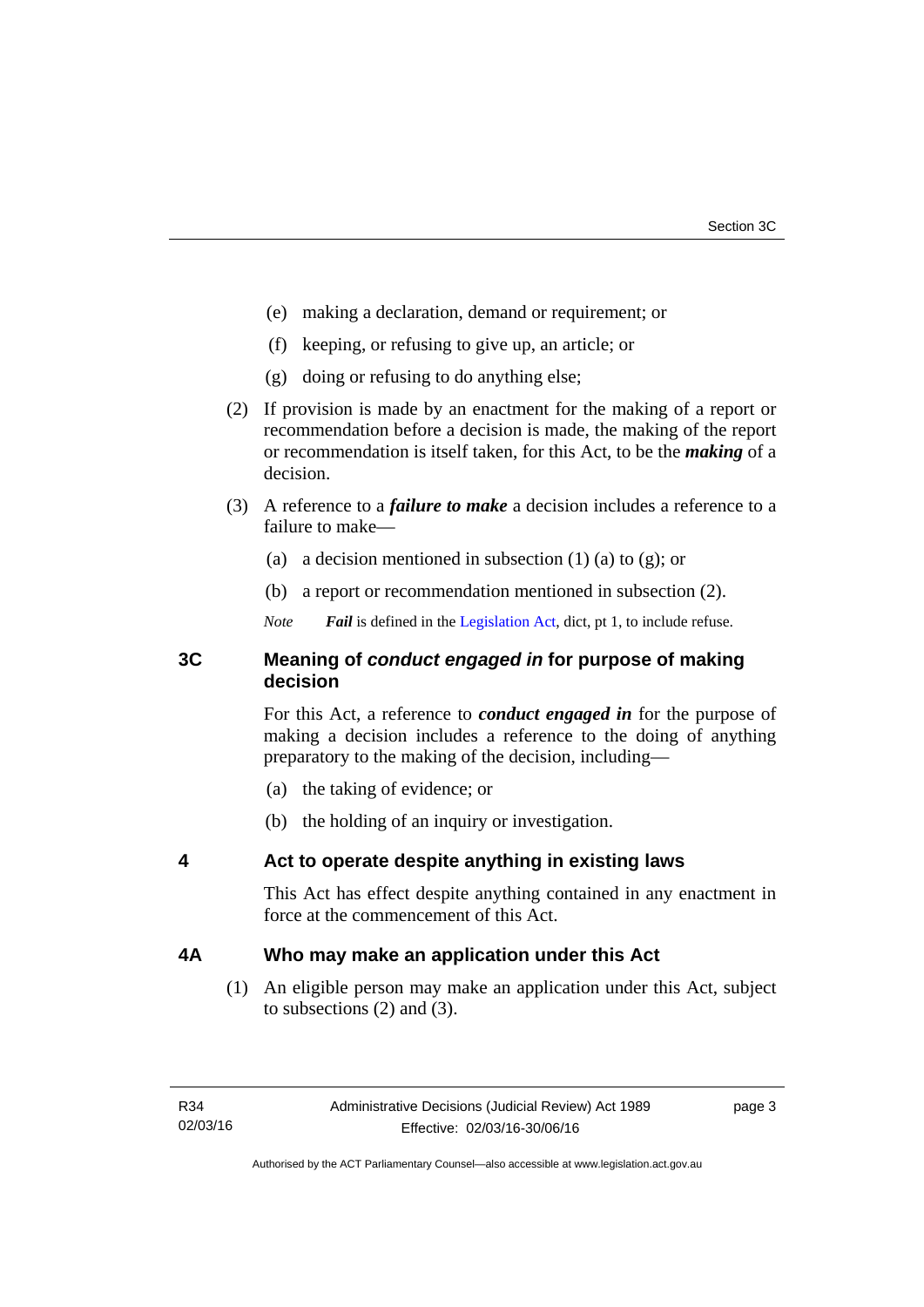(e) making a declaration, demand or requirement; or

(f) keeping, or refusing to give up, an article; or

(g) doing or refusing to do anything else;

(2) If provision is made by an enactment for the making of a report or recommendation before a decision is made, the making of the report or recommendation is itself taken, for this Act, to be the ***making*** of a decision.

(3) A reference to a ***failure to make*** a decision includes a reference to a failure to make—

(a) a decision mentioned in subsection (1) (a) to (g); or

(b) a report or recommendation mentioned in subsection (2).

*Note* ***Fail*** is defined in the Legislation Act, dict, pt 1, to include refuse.

## 3C Meaning of *conduct engaged in* for purpose of making decision

For this Act, a reference to ***conduct engaged in*** for the purpose of making a decision includes a reference to the doing of anything preparatory to the making of the decision, including—

(a) the taking of evidence; or

(b) the holding of an inquiry or investigation.

## 4 Act to operate despite anything in existing laws

This Act has effect despite anything contained in any enactment in force at the commencement of this Act.

## 4A Who may make an application under this Act

(1) An eligible person may make an application under this Act, subject to subsections (2) and (3).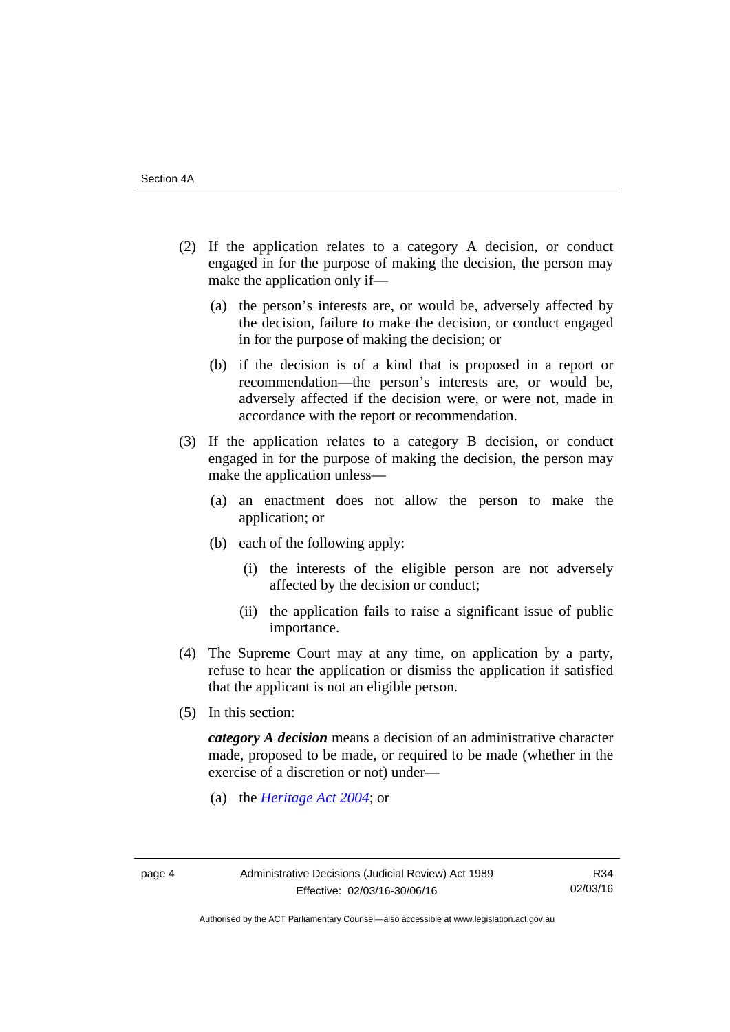(2) If the application relates to a category A decision, or conduct engaged in for the purpose of making the decision, the person may make the application only if—

(a) the person's interests are, or would be, adversely affected by the decision, failure to make the decision, or conduct engaged in for the purpose of making the decision; or

(b) if the decision is of a kind that is proposed in a report or recommendation—the person's interests are, or would be, adversely affected if the decision were, or were not, made in accordance with the report or recommendation.

(3) If the application relates to a category B decision, or conduct engaged in for the purpose of making the decision, the person may make the application unless—

(a) an enactment does not allow the person to make the application; or

(b) each of the following apply:

(i) the interests of the eligible person are not adversely affected by the decision or conduct;

(ii) the application fails to raise a significant issue of public importance.

(4) The Supreme Court may at any time, on application by a party, refuse to hear the application or dismiss the application if satisfied that the applicant is not an eligible person.

(5) In this section:

***category A decision*** means a decision of an administrative character made, proposed to be made, or required to be made (whether in the exercise of a discretion or not) under—

(a) the *Heritage Act 2004*; or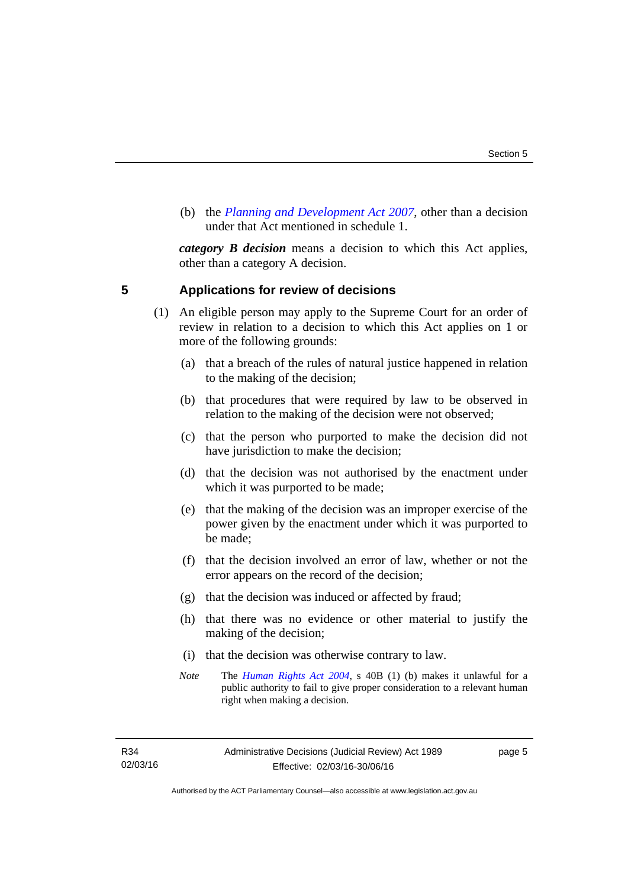(b) the *Planning and Development Act 2007*, other than a decision under that Act mentioned in schedule 1.

***category B decision*** means a decision to which this Act applies, other than a category A decision.

## 5 Applications for review of decisions

(1) An eligible person may apply to the Supreme Court for an order of review in relation to a decision to which this Act applies on 1 or more of the following grounds:

(a) that a breach of the rules of natural justice happened in relation to the making of the decision;

(b) that procedures that were required by law to be observed in relation to the making of the decision were not observed;

(c) that the person who purported to make the decision did not have jurisdiction to make the decision;

(d) that the decision was not authorised by the enactment under which it was purported to be made;

(e) that the making of the decision was an improper exercise of the power given by the enactment under which it was purported to be made;

(f) that the decision involved an error of law, whether or not the error appears on the record of the decision;

(g) that the decision was induced or affected by fraud;

(h) that there was no evidence or other material to justify the making of the decision;

(i) that the decision was otherwise contrary to law.

*Note* The *Human Rights Act 2004*, s 40B (1) (b) makes it unlawful for a public authority to fail to give proper consideration to a relevant human right when making a decision.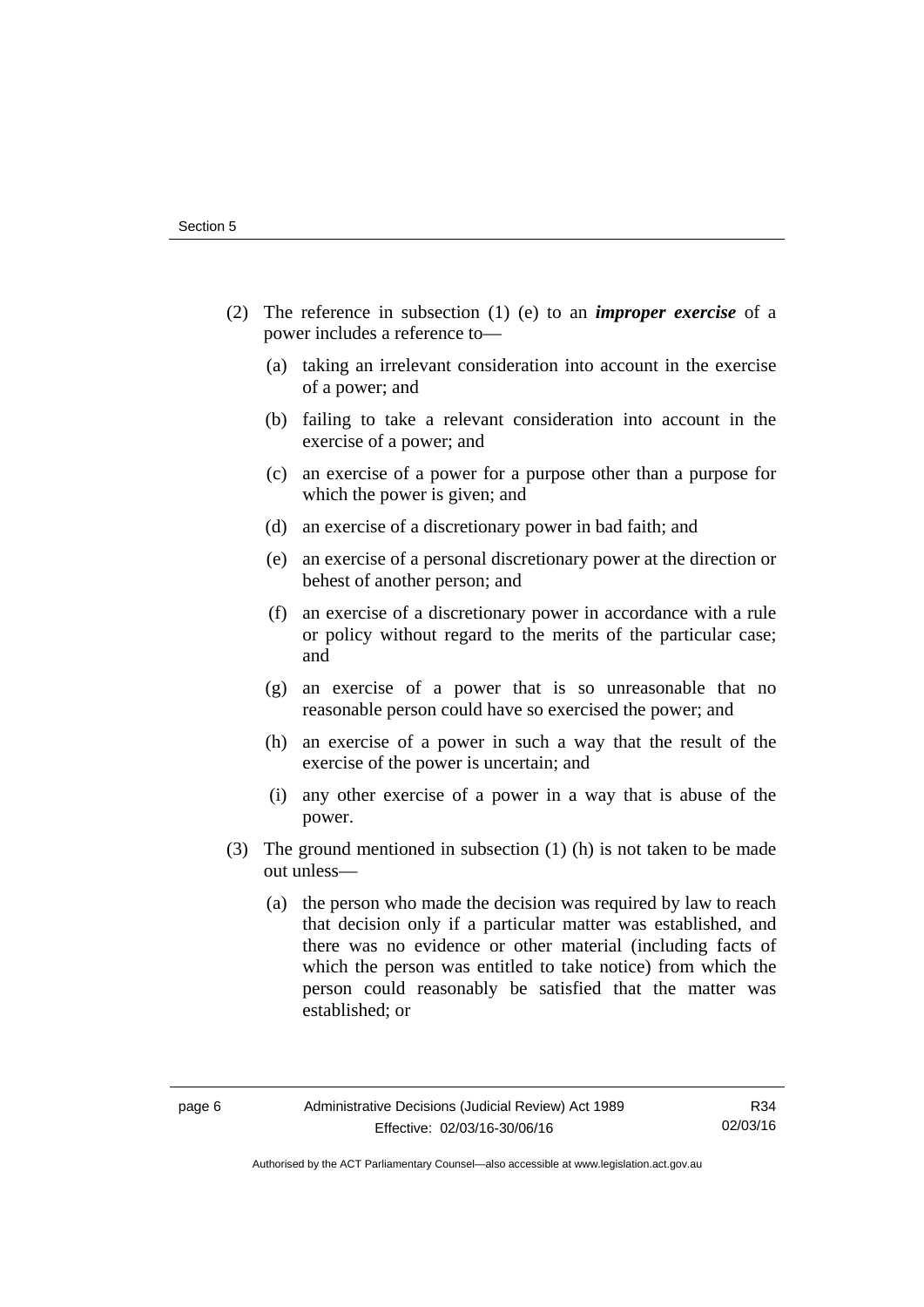(2) The reference in subsection (1) (e) to an ***improper exercise*** of a power includes a reference to—

  (a) taking an irrelevant consideration into account in the exercise of a power; and

  (b) failing to take a relevant consideration into account in the exercise of a power; and

  (c) an exercise of a power for a purpose other than a purpose for which the power is given; and

  (d) an exercise of a discretionary power in bad faith; and

  (e) an exercise of a personal discretionary power at the direction or behest of another person; and

  (f) an exercise of a discretionary power in accordance with a rule or policy without regard to the merits of the particular case; and

  (g) an exercise of a power that is so unreasonable that no reasonable person could have so exercised the power; and

  (h) an exercise of a power in such a way that the result of the exercise of the power is uncertain; and

  (i) any other exercise of a power in a way that is abuse of the power.

(3) The ground mentioned in subsection (1) (h) is not taken to be made out unless—

  (a) the person who made the decision was required by law to reach that decision only if a particular matter was established, and there was no evidence or other material (including facts of which the person was entitled to take notice) from which the person could reasonably be satisfied that the matter was established; or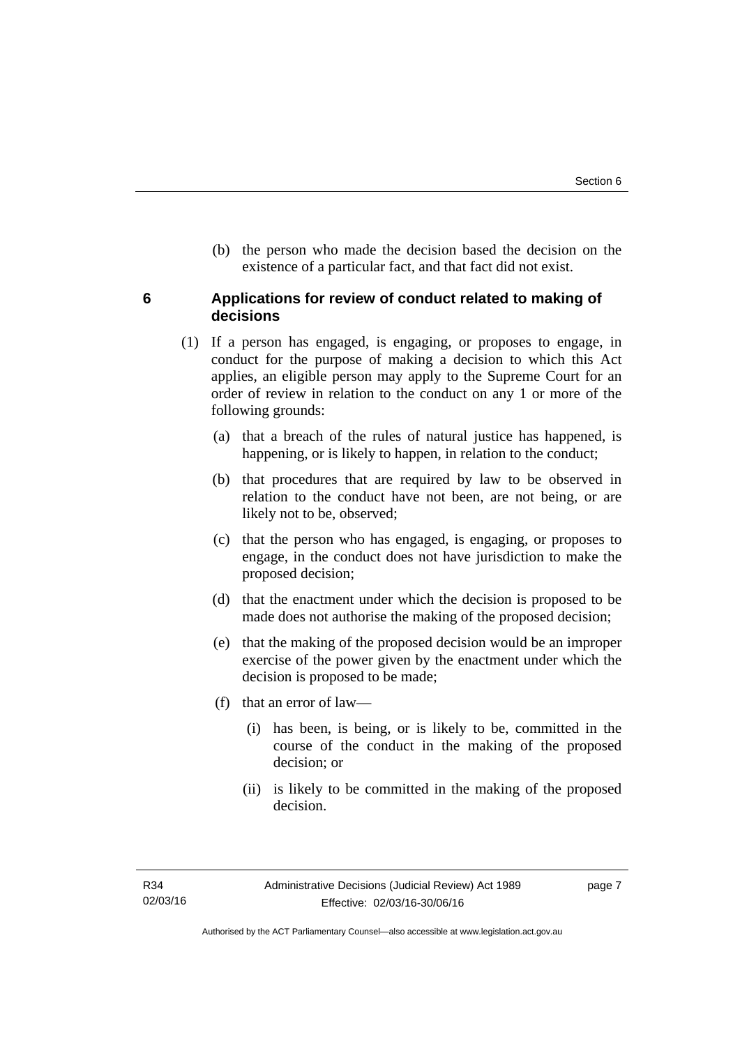(b) the person who made the decision based the decision on the existence of a particular fact, and that fact did not exist.

## 6 Applications for review of conduct related to making of decisions

(1) If a person has engaged, is engaging, or proposes to engage, in conduct for the purpose of making a decision to which this Act applies, an eligible person may apply to the Supreme Court for an order of review in relation to the conduct on any 1 or more of the following grounds:

(a) that a breach of the rules of natural justice has happened, is happening, or is likely to happen, in relation to the conduct;

(b) that procedures that are required by law to be observed in relation to the conduct have not been, are not being, or are likely not to be, observed;

(c) that the person who has engaged, is engaging, or proposes to engage, in the conduct does not have jurisdiction to make the proposed decision;

(d) that the enactment under which the decision is proposed to be made does not authorise the making of the proposed decision;

(e) that the making of the proposed decision would be an improper exercise of the power given by the enactment under which the decision is proposed to be made;

(f) that an error of law—

(i) has been, is being, or is likely to be, committed in the course of the conduct in the making of the proposed decision; or

(ii) is likely to be committed in the making of the proposed decision.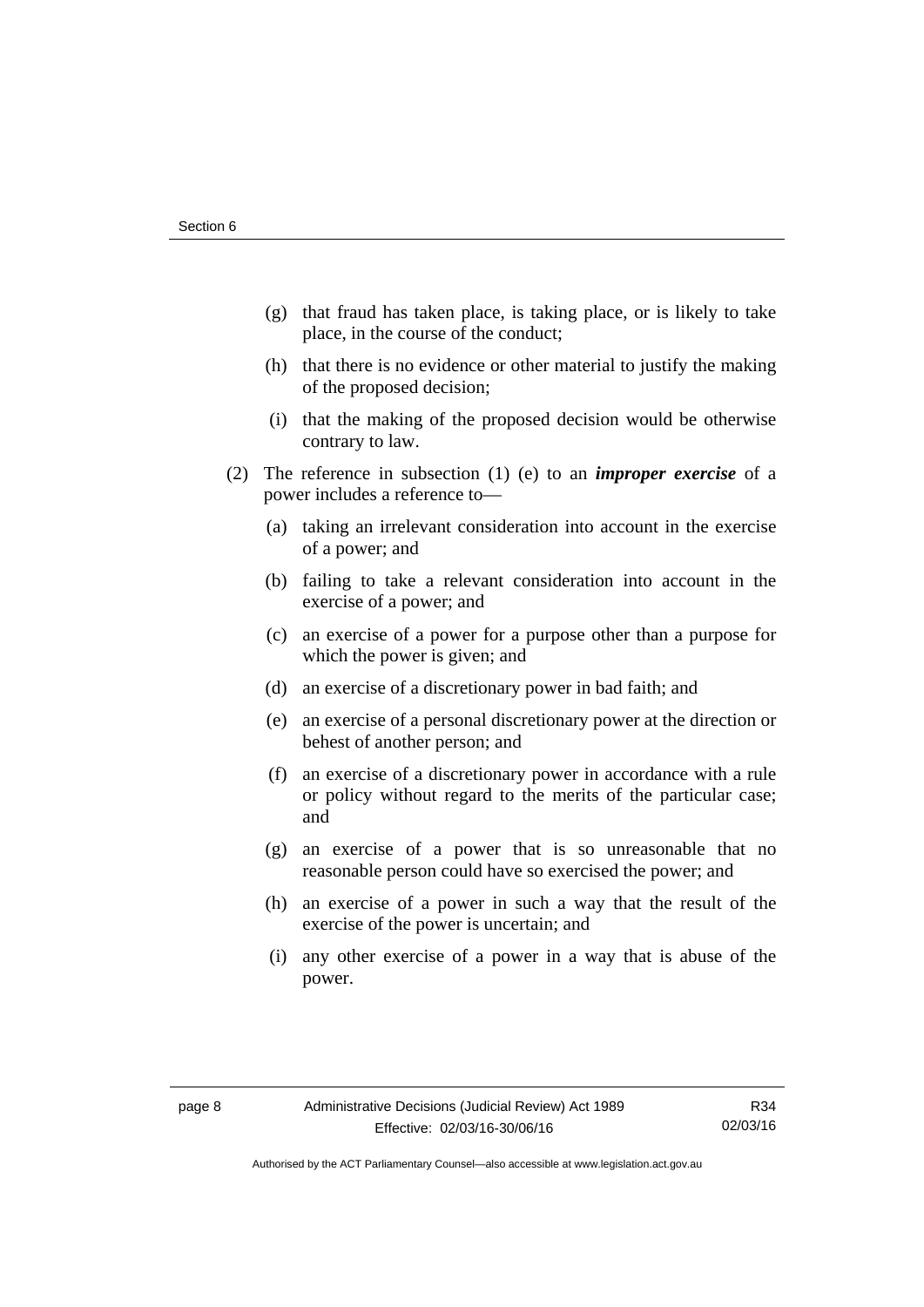(g) that fraud has taken place, is taking place, or is likely to take place, in the course of the conduct;

(h) that there is no evidence or other material to justify the making of the proposed decision;

(i) that the making of the proposed decision would be otherwise contrary to law.

(2) The reference in subsection (1) (e) to an ***improper exercise*** of a power includes a reference to—

(a) taking an irrelevant consideration into account in the exercise of a power; and

(b) failing to take a relevant consideration into account in the exercise of a power; and

(c) an exercise of a power for a purpose other than a purpose for which the power is given; and

(d) an exercise of a discretionary power in bad faith; and

(e) an exercise of a personal discretionary power at the direction or behest of another person; and

(f) an exercise of a discretionary power in accordance with a rule or policy without regard to the merits of the particular case; and

(g) an exercise of a power that is so unreasonable that no reasonable person could have so exercised the power; and

(h) an exercise of a power in such a way that the result of the exercise of the power is uncertain; and

(i) any other exercise of a power in a way that is abuse of the power.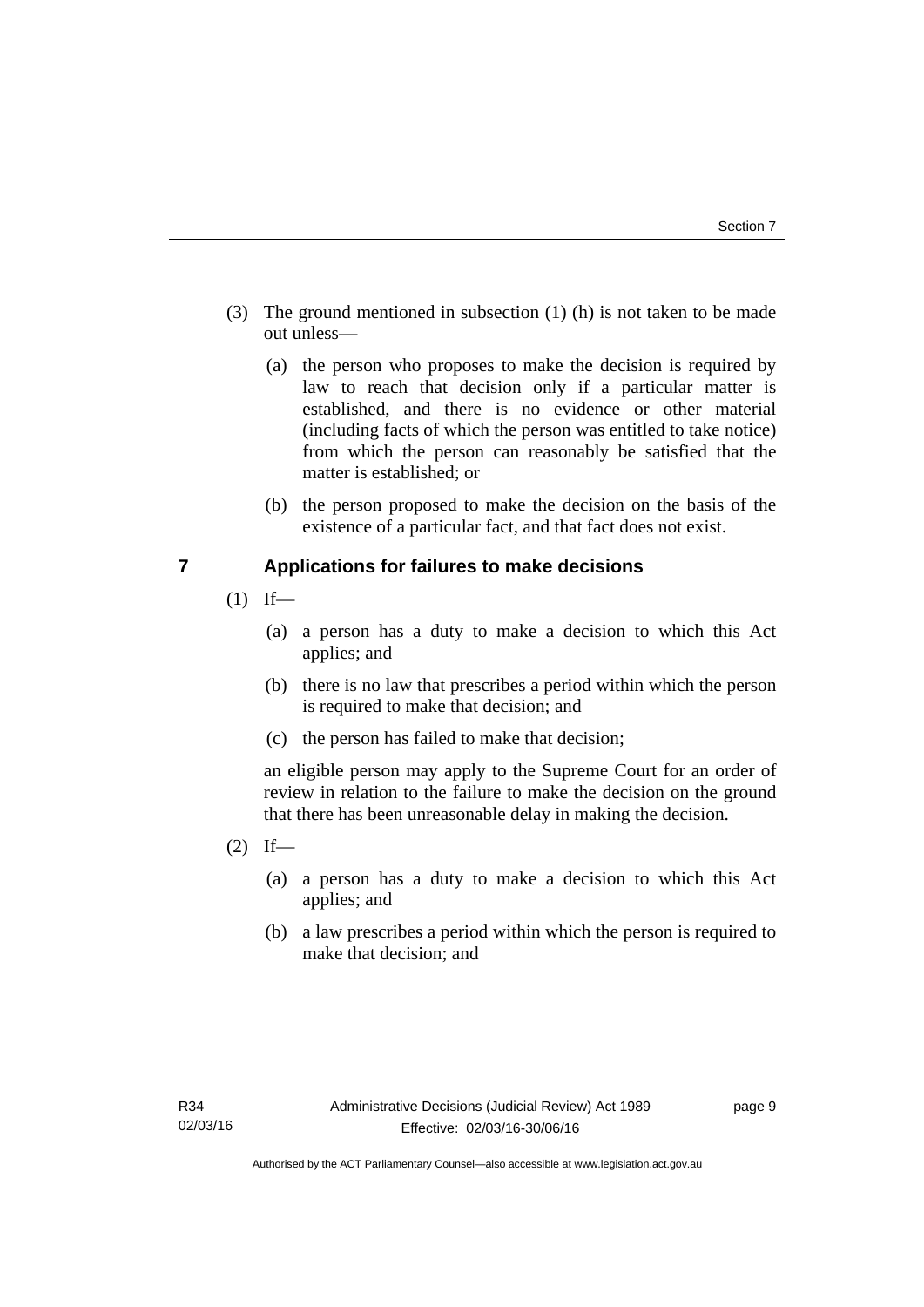(3) The ground mentioned in subsection (1) (h) is not taken to be made out unless—

(a) the person who proposes to make the decision is required by law to reach that decision only if a particular matter is established, and there is no evidence or other material (including facts of which the person was entitled to take notice) from which the person can reasonably be satisfied that the matter is established; or

(b) the person proposed to make the decision on the basis of the existence of a particular fact, and that fact does not exist.

## 7 Applications for failures to make decisions

(1) If—

(a) a person has a duty to make a decision to which this Act applies; and

(b) there is no law that prescribes a period within which the person is required to make that decision; and

(c) the person has failed to make that decision;

an eligible person may apply to the Supreme Court for an order of review in relation to the failure to make the decision on the ground that there has been unreasonable delay in making the decision.

(2) If—

(a) a person has a duty to make a decision to which this Act applies; and

(b) a law prescribes a period within which the person is required to make that decision; and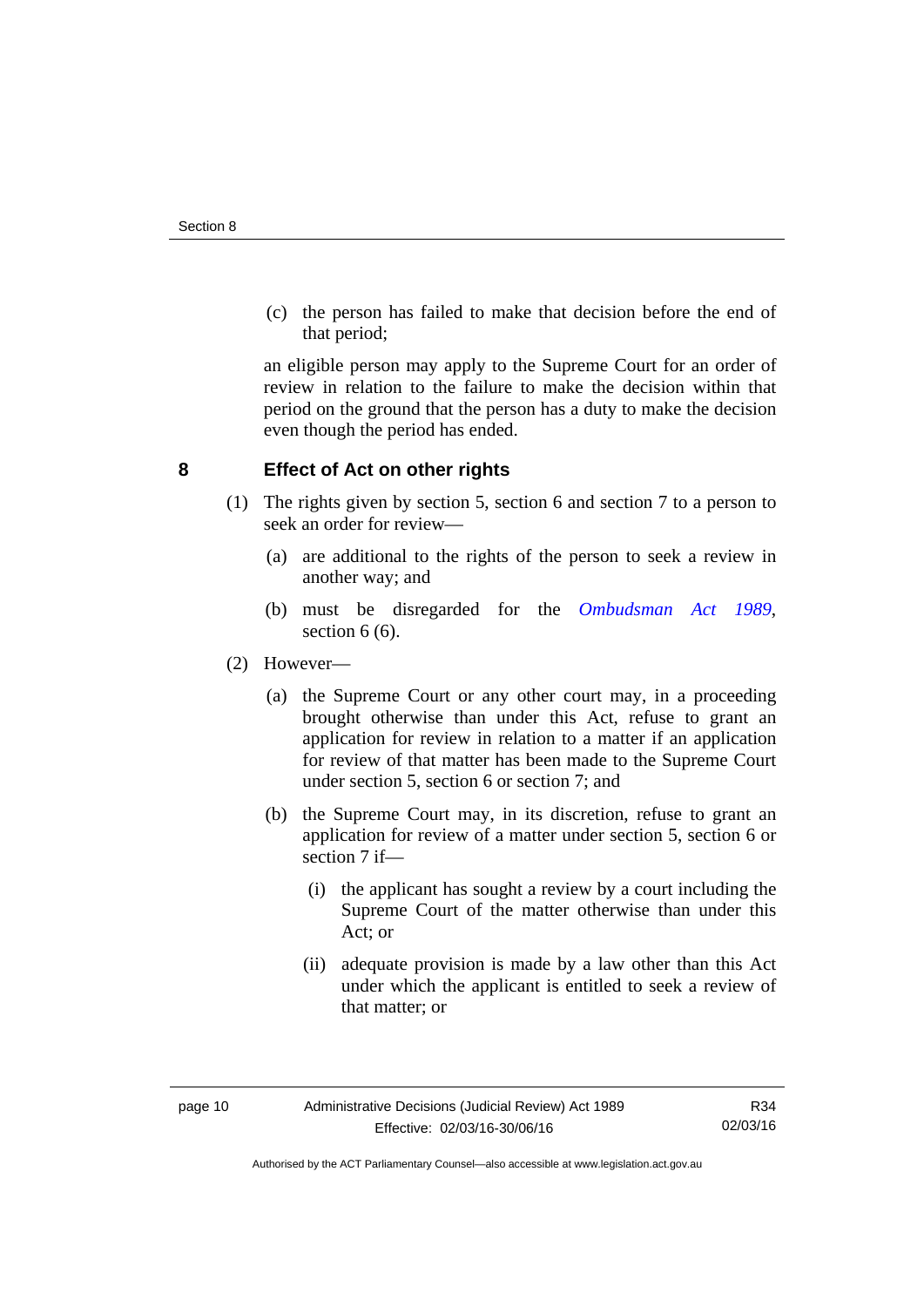(c) the person has failed to make that decision before the end of that period;

an eligible person may apply to the Supreme Court for an order of review in relation to the failure to make the decision within that period on the ground that the person has a duty to make the decision even though the period has ended.

## 8 Effect of Act on other rights

(1) The rights given by section 5, section 6 and section 7 to a person to seek an order for review—

(a) are additional to the rights of the person to seek a review in another way; and

(b) must be disregarded for the *Ombudsman Act 1989*, section 6 (6).

(2) However—

(a) the Supreme Court or any other court may, in a proceeding brought otherwise than under this Act, refuse to grant an application for review in relation to a matter if an application for review of that matter has been made to the Supreme Court under section 5, section 6 or section 7; and

(b) the Supreme Court may, in its discretion, refuse to grant an application for review of a matter under section 5, section 6 or section 7 if—

(i) the applicant has sought a review by a court including the Supreme Court of the matter otherwise than under this Act; or

(ii) adequate provision is made by a law other than this Act under which the applicant is entitled to seek a review of that matter; or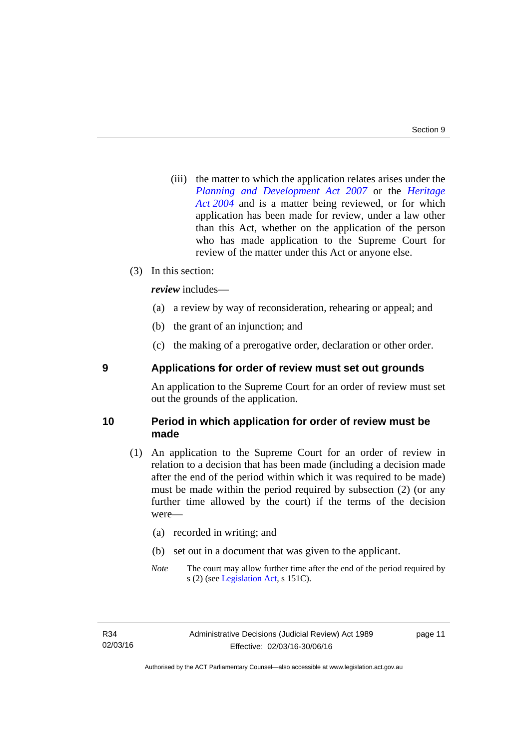(iii) the matter to which the application relates arises under the *Planning and Development Act 2007* or the *Heritage Act 2004* and is a matter being reviewed, or for which application has been made for review, under a law other than this Act, whether on the application of the person who has made application to the Supreme Court for review of the matter under this Act or anyone else.

(3) In this section:

***review*** includes—

(a) a review by way of reconsideration, rehearing or appeal; and

(b) the grant of an injunction; and

(c) the making of a prerogative order, declaration or other order.

## 9 Applications for order of review must set out grounds

An application to the Supreme Court for an order of review must set out the grounds of the application.

## 10 Period in which application for order of review must be made

(1) An application to the Supreme Court for an order of review in relation to a decision that has been made (including a decision made after the end of the period within which it was required to be made) must be made within the period required by subsection (2) (or any further time allowed by the court) if the terms of the decision were—

(a) recorded in writing; and

(b) set out in a document that was given to the applicant.

*Note* The court may allow further time after the end of the period required by s (2) (see Legislation Act, s 151C).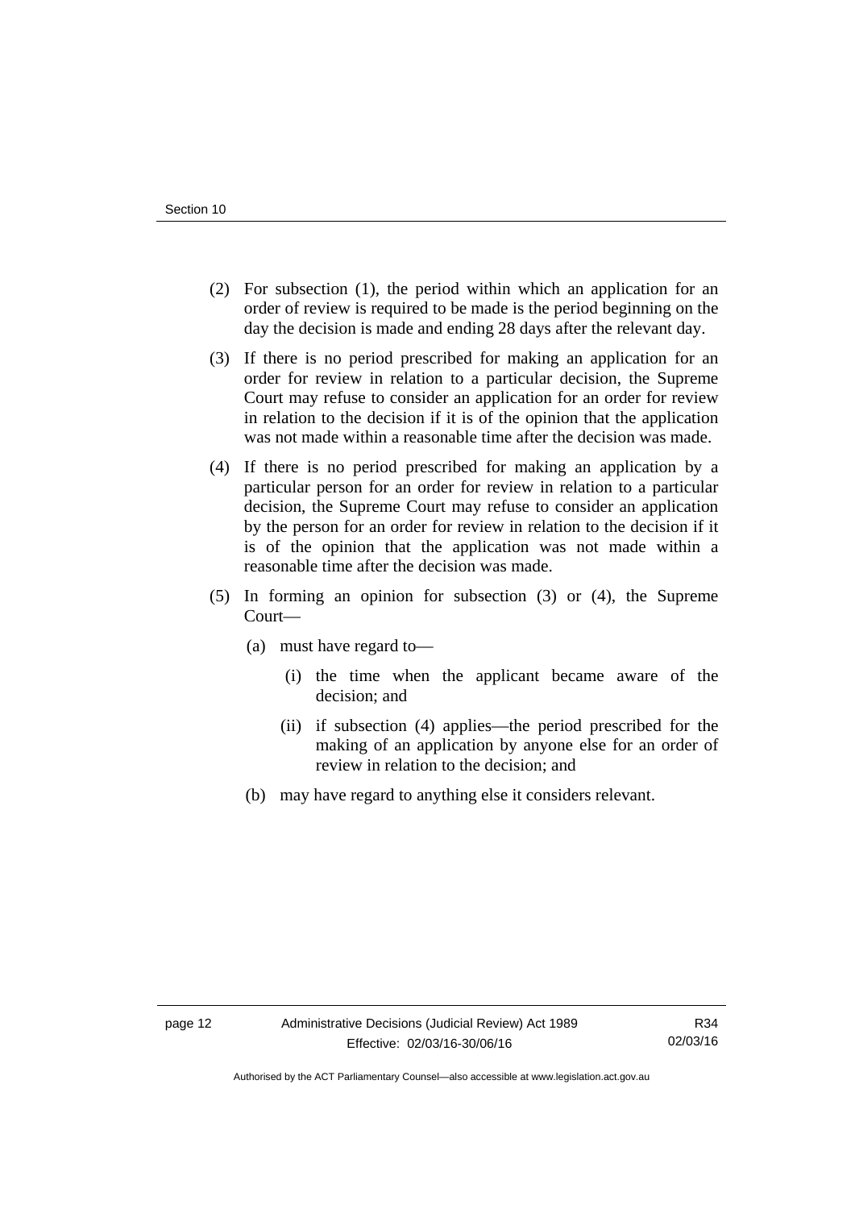(2) For subsection (1), the period within which an application for an order of review is required to be made is the period beginning on the day the decision is made and ending 28 days after the relevant day.

(3) If there is no period prescribed for making an application for an order for review in relation to a particular decision, the Supreme Court may refuse to consider an application for an order for review in relation to the decision if it is of the opinion that the application was not made within a reasonable time after the decision was made.

(4) If there is no period prescribed for making an application by a particular person for an order for review in relation to a particular decision, the Supreme Court may refuse to consider an application by the person for an order for review in relation to the decision if it is of the opinion that the application was not made within a reasonable time after the decision was made.

(5) In forming an opinion for subsection (3) or (4), the Supreme Court—

(a) must have regard to—

(i) the time when the applicant became aware of the decision; and

(ii) if subsection (4) applies—the period prescribed for the making of an application by anyone else for an order of review in relation to the decision; and

(b) may have regard to anything else it considers relevant.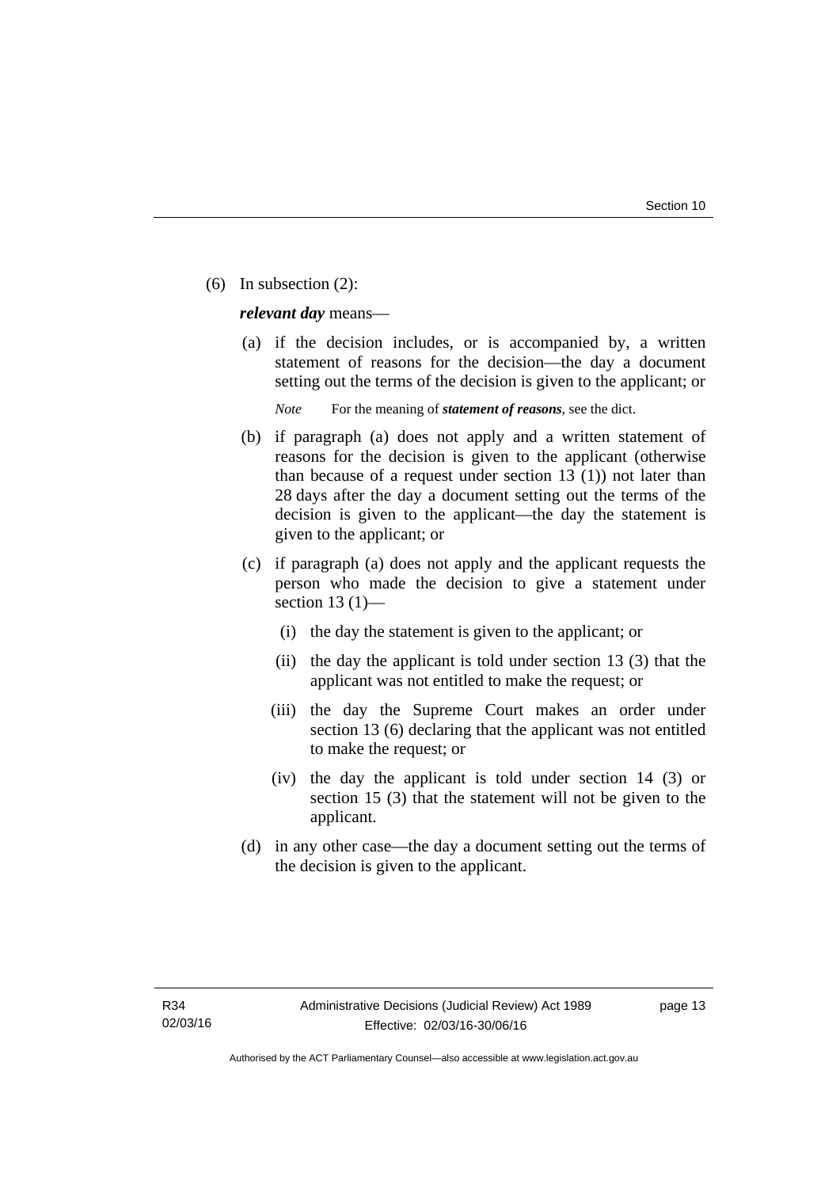(6) In subsection (2):

***relevant day*** means—

(a) if the decision includes, or is accompanied by, a written statement of reasons for the decision—the day a document setting out the terms of the decision is given to the applicant; or

*Note* For the meaning of ***statement of reasons***, see the dict.

(b) if paragraph (a) does not apply and a written statement of reasons for the decision is given to the applicant (otherwise than because of a request under section 13 (1)) not later than 28 days after the day a document setting out the terms of the decision is given to the applicant—the day the statement is given to the applicant; or

(c) if paragraph (a) does not apply and the applicant requests the person who made the decision to give a statement under section 13 (1)—

(i) the day the statement is given to the applicant; or

(ii) the day the applicant is told under section 13 (3) that the applicant was not entitled to make the request; or

(iii) the day the Supreme Court makes an order under section 13 (6) declaring that the applicant was not entitled to make the request; or

(iv) the day the applicant is told under section 14 (3) or section 15 (3) that the statement will not be given to the applicant.

(d) in any other case—the day a document setting out the terms of the decision is given to the applicant.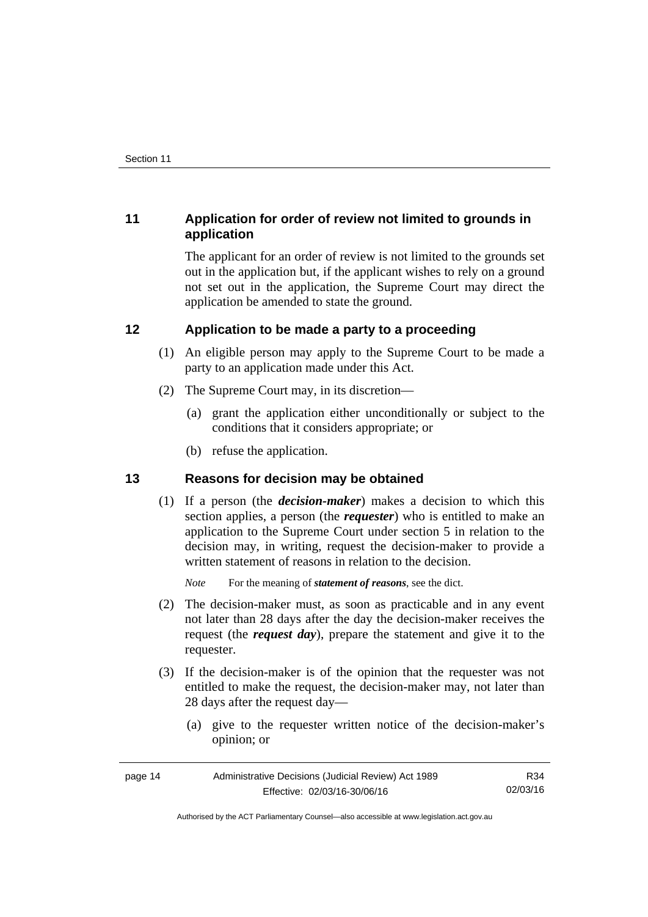## 11 Application for order of review not limited to grounds in application

The applicant for an order of review is not limited to the grounds set out in the application but, if the applicant wishes to rely on a ground not set out in the application, the Supreme Court may direct the application be amended to state the ground.

## 12 Application to be made a party to a proceeding

(1) An eligible person may apply to the Supreme Court to be made a party to an application made under this Act.

(2) The Supreme Court may, in its discretion—

(a) grant the application either unconditionally or subject to the conditions that it considers appropriate; or

(b) refuse the application.

## 13 Reasons for decision may be obtained

(1) If a person (the ***decision-maker***) makes a decision to which this section applies, a person (the ***requester***) who is entitled to make an application to the Supreme Court under section 5 in relation to the decision may, in writing, request the decision-maker to provide a written statement of reasons in relation to the decision.

*Note* For the meaning of ***statement of reasons***, see the dict.

(2) The decision-maker must, as soon as practicable and in any event not later than 28 days after the day the decision-maker receives the request (the ***request day***), prepare the statement and give it to the requester.

(3) If the decision-maker is of the opinion that the requester was not entitled to make the request, the decision-maker may, not later than 28 days after the request day—

(a) give to the requester written notice of the decision-maker's opinion; or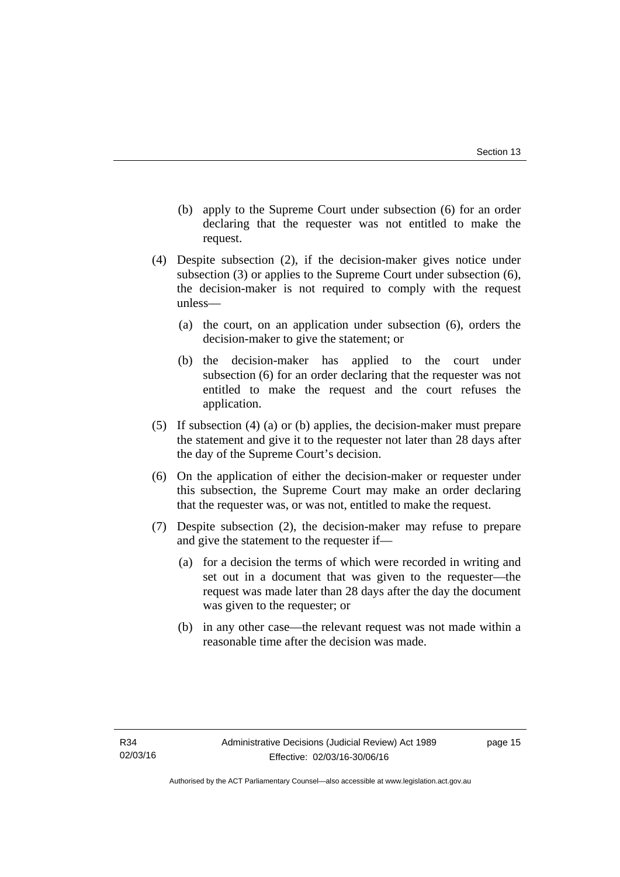(b) apply to the Supreme Court under subsection (6) for an order declaring that the requester was not entitled to make the request.

(4) Despite subsection (2), if the decision-maker gives notice under subsection (3) or applies to the Supreme Court under subsection (6), the decision-maker is not required to comply with the request unless—

(a) the court, on an application under subsection (6), orders the decision-maker to give the statement; or

(b) the decision-maker has applied to the court under subsection (6) for an order declaring that the requester was not entitled to make the request and the court refuses the application.

(5) If subsection (4) (a) or (b) applies, the decision-maker must prepare the statement and give it to the requester not later than 28 days after the day of the Supreme Court's decision.

(6) On the application of either the decision-maker or requester under this subsection, the Supreme Court may make an order declaring that the requester was, or was not, entitled to make the request.

(7) Despite subsection (2), the decision-maker may refuse to prepare and give the statement to the requester if—

(a) for a decision the terms of which were recorded in writing and set out in a document that was given to the requester—the request was made later than 28 days after the day the document was given to the requester; or

(b) in any other case—the relevant request was not made within a reasonable time after the decision was made.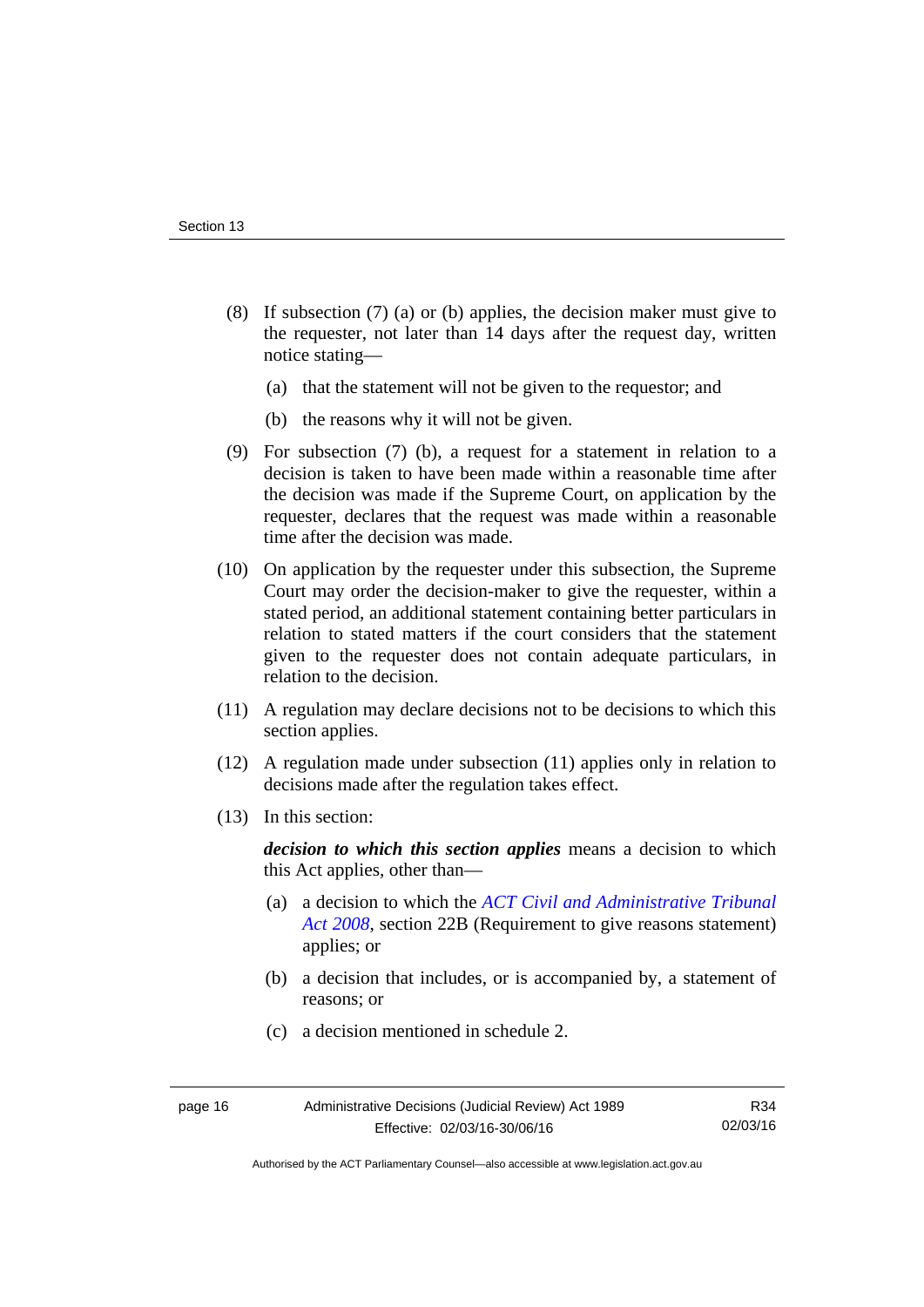(8) If subsection (7) (a) or (b) applies, the decision maker must give to the requester, not later than 14 days after the request day, written notice stating—

  (a) that the statement will not be given to the requestor; and

  (b) the reasons why it will not be given.

(9) For subsection (7) (b), a request for a statement in relation to a decision is taken to have been made within a reasonable time after the decision was made if the Supreme Court, on application by the requester, declares that the request was made within a reasonable time after the decision was made.

(10) On application by the requester under this subsection, the Supreme Court may order the decision-maker to give the requester, within a stated period, an additional statement containing better particulars in relation to stated matters if the court considers that the statement given to the requester does not contain adequate particulars, in relation to the decision.

(11) A regulation may declare decisions not to be decisions to which this section applies.

(12) A regulation made under subsection (11) applies only in relation to decisions made after the regulation takes effect.

(13) In this section:

***decision to which this section applies*** means a decision to which this Act applies, other than—

  (a) a decision to which the *ACT Civil and Administrative Tribunal Act 2008*, section 22B (Requirement to give reasons statement) applies; or

  (b) a decision that includes, or is accompanied by, a statement of reasons; or

  (c) a decision mentioned in schedule 2.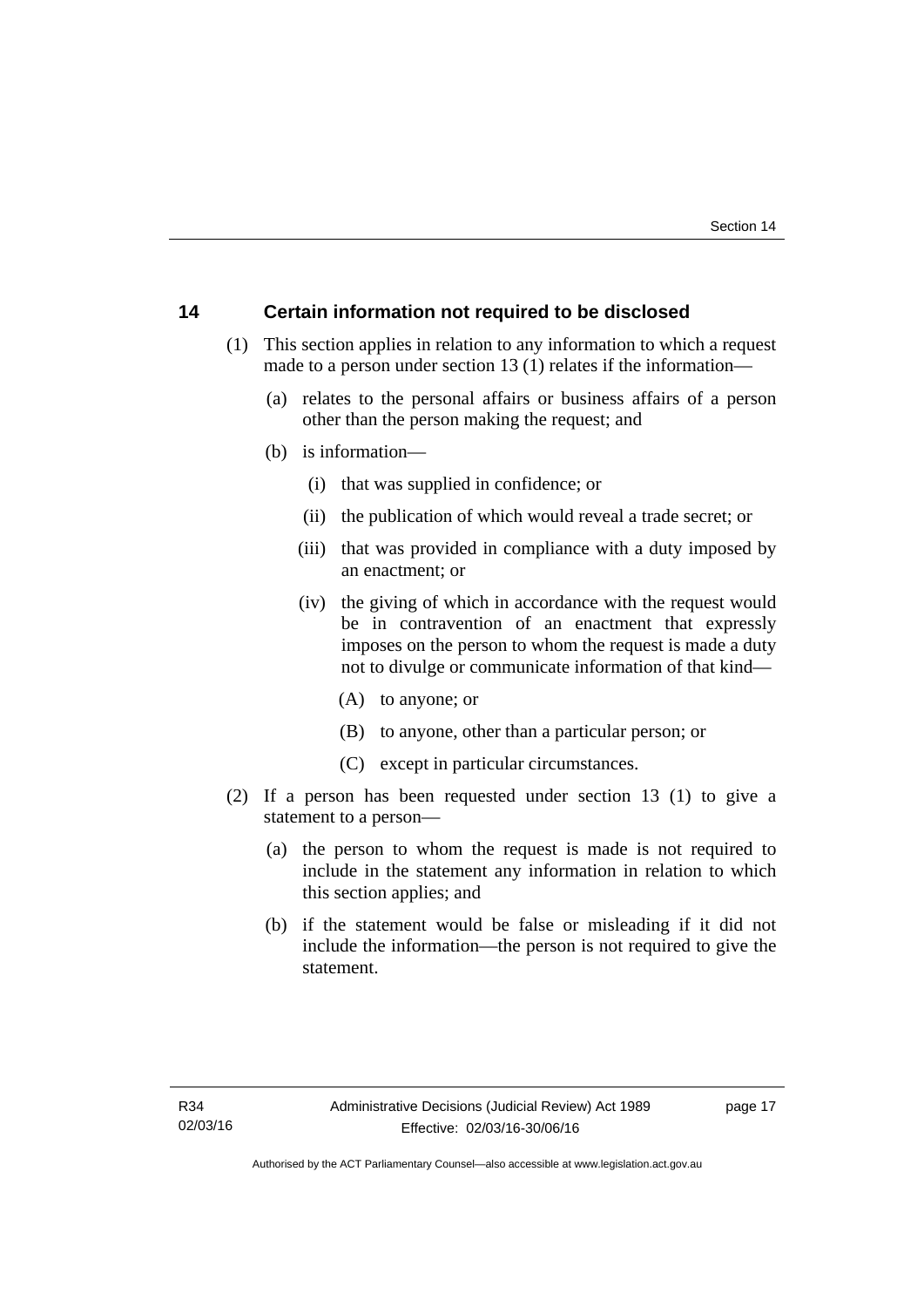## 14 Certain information not required to be disclosed

(1) This section applies in relation to any information to which a request made to a person under section 13 (1) relates if the information—

(a) relates to the personal affairs or business affairs of a person other than the person making the request; and

(b) is information—

(i) that was supplied in confidence; or

(ii) the publication of which would reveal a trade secret; or

(iii) that was provided in compliance with a duty imposed by an enactment; or

(iv) the giving of which in accordance with the request would be in contravention of an enactment that expressly imposes on the person to whom the request is made a duty not to divulge or communicate information of that kind—

(A) to anyone; or

(B) to anyone, other than a particular person; or

(C) except in particular circumstances.

(2) If a person has been requested under section 13 (1) to give a statement to a person—

(a) the person to whom the request is made is not required to include in the statement any information in relation to which this section applies; and

(b) if the statement would be false or misleading if it did not include the information—the person is not required to give the statement.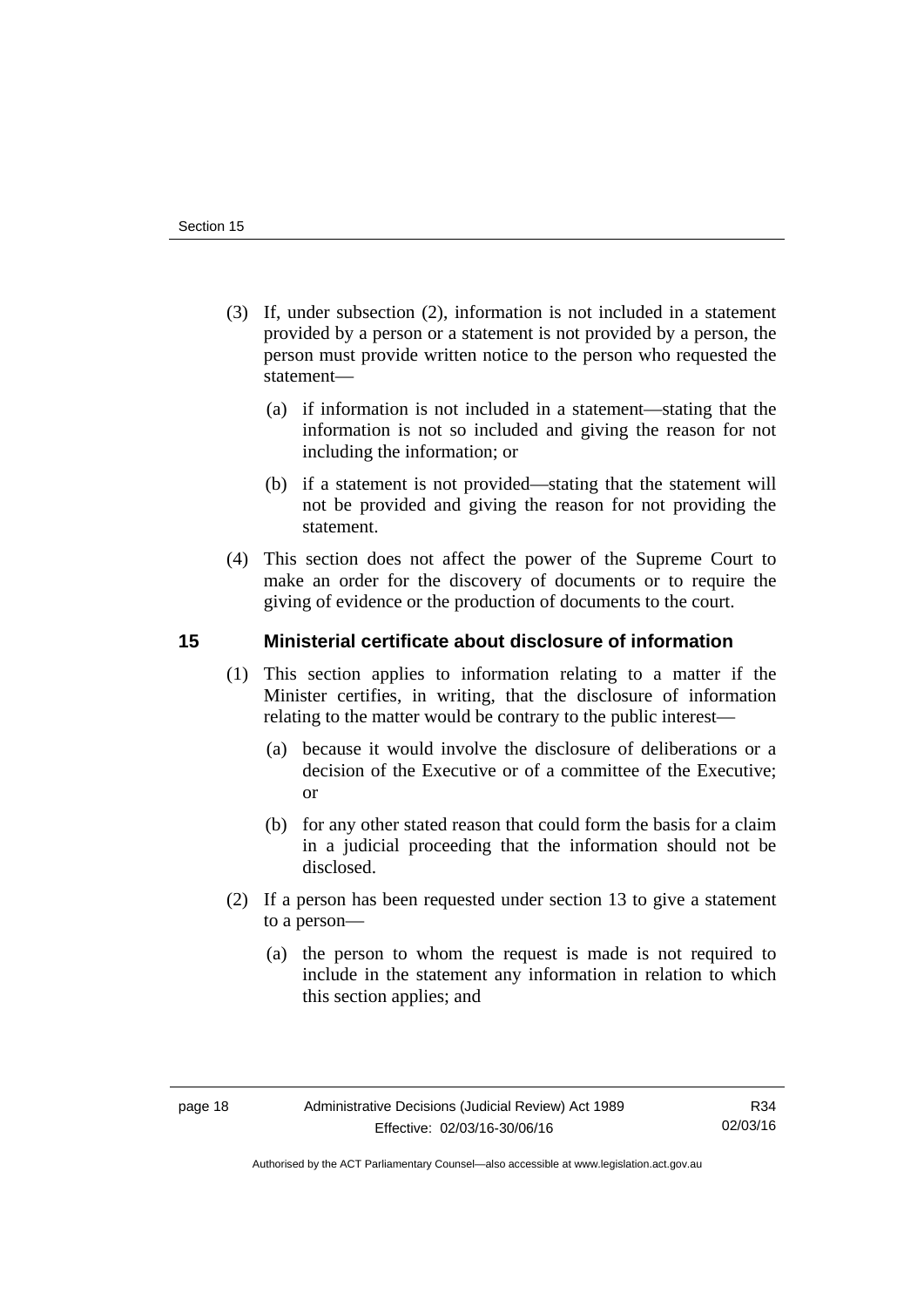(3) If, under subsection (2), information is not included in a statement provided by a person or a statement is not provided by a person, the person must provide written notice to the person who requested the statement—

(a) if information is not included in a statement—stating that the information is not so included and giving the reason for not including the information; or

(b) if a statement is not provided—stating that the statement will not be provided and giving the reason for not providing the statement.

(4) This section does not affect the power of the Supreme Court to make an order for the discovery of documents or to require the giving of evidence or the production of documents to the court.

## 15 Ministerial certificate about disclosure of information

(1) This section applies to information relating to a matter if the Minister certifies, in writing, that the disclosure of information relating to the matter would be contrary to the public interest—

(a) because it would involve the disclosure of deliberations or a decision of the Executive or of a committee of the Executive; or

(b) for any other stated reason that could form the basis for a claim in a judicial proceeding that the information should not be disclosed.

(2) If a person has been requested under section 13 to give a statement to a person—

(a) the person to whom the request is made is not required to include in the statement any information in relation to which this section applies; and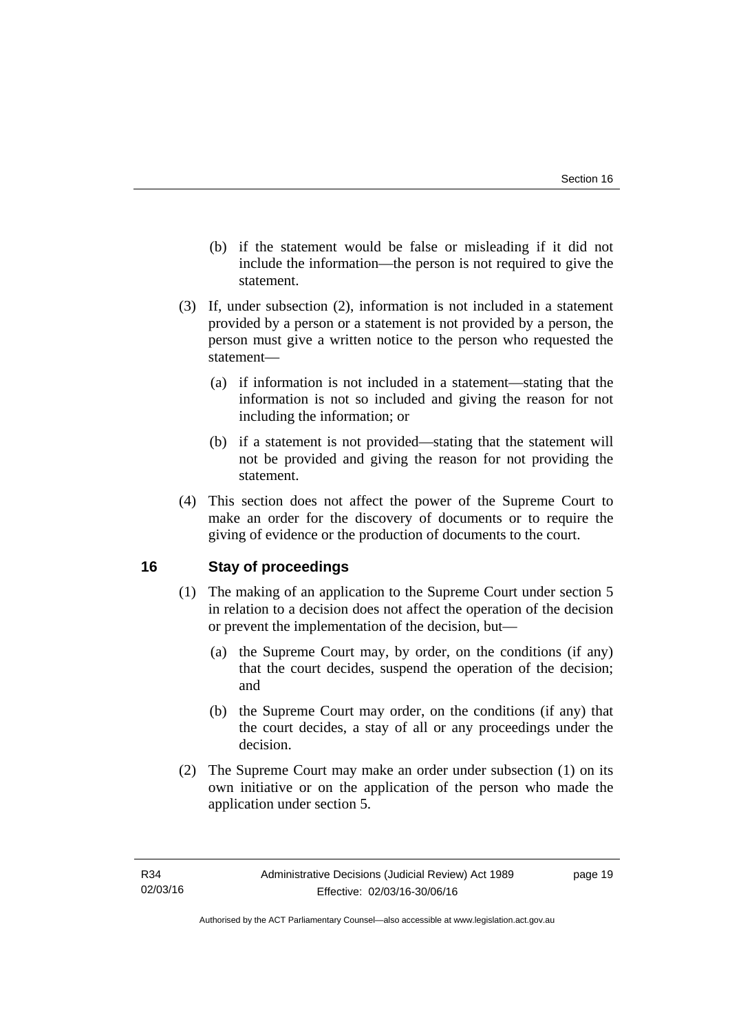(b) if the statement would be false or misleading if it did not include the information—the person is not required to give the statement.

(3) If, under subsection (2), information is not included in a statement provided by a person or a statement is not provided by a person, the person must give a written notice to the person who requested the statement—

(a) if information is not included in a statement—stating that the information is not so included and giving the reason for not including the information; or

(b) if a statement is not provided—stating that the statement will not be provided and giving the reason for not providing the statement.

(4) This section does not affect the power of the Supreme Court to make an order for the discovery of documents or to require the giving of evidence or the production of documents to the court.

## 16 Stay of proceedings

(1) The making of an application to the Supreme Court under section 5 in relation to a decision does not affect the operation of the decision or prevent the implementation of the decision, but—

(a) the Supreme Court may, by order, on the conditions (if any) that the court decides, suspend the operation of the decision; and

(b) the Supreme Court may order, on the conditions (if any) that the court decides, a stay of all or any proceedings under the decision.

(2) The Supreme Court may make an order under subsection (1) on its own initiative or on the application of the person who made the application under section 5.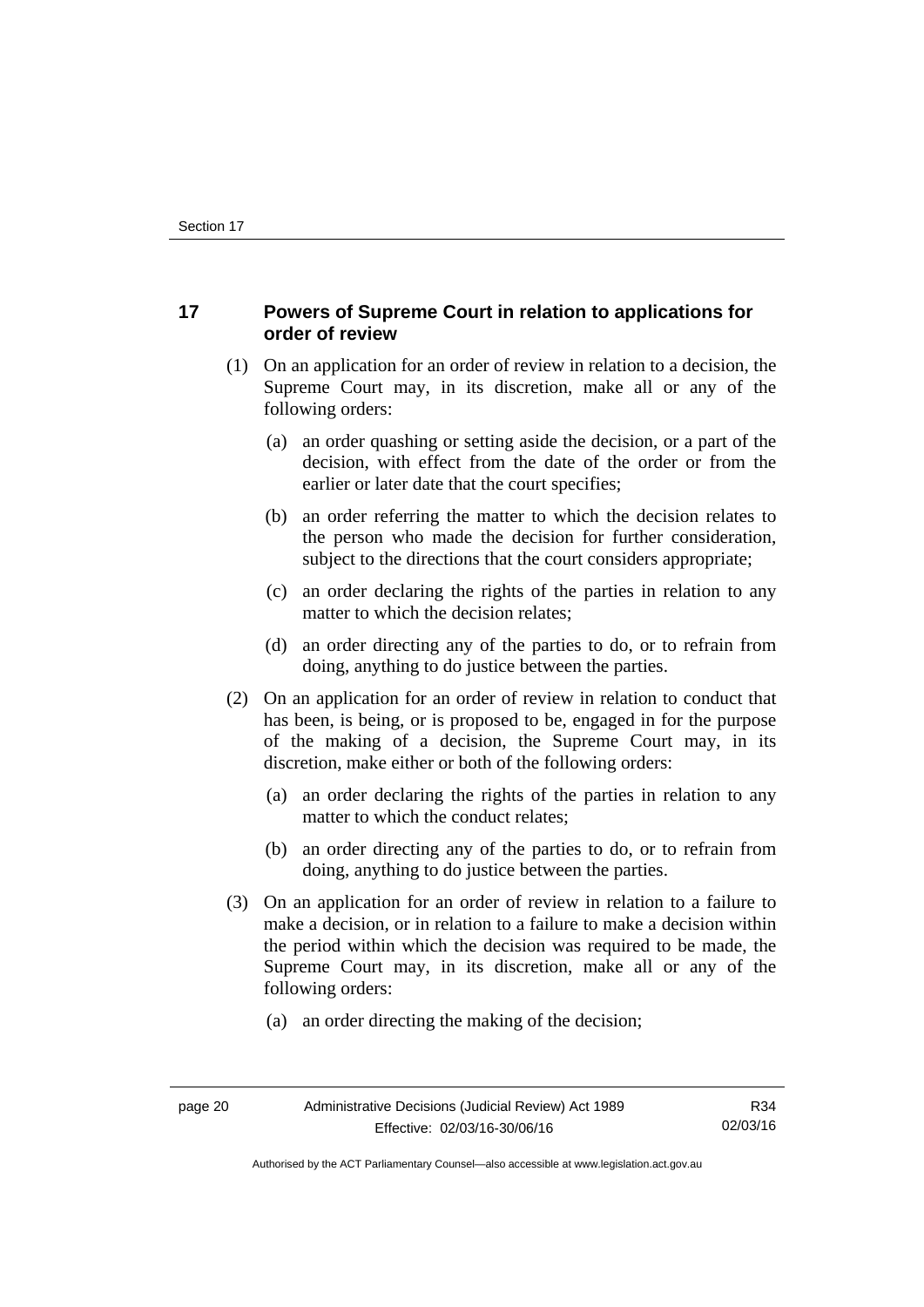## 17 Powers of Supreme Court in relation to applications for order of review

(1) On an application for an order of review in relation to a decision, the Supreme Court may, in its discretion, make all or any of the following orders:

- (a) an order quashing or setting aside the decision, or a part of the decision, with effect from the date of the order or from the earlier or later date that the court specifies;
- (b) an order referring the matter to which the decision relates to the person who made the decision for further consideration, subject to the directions that the court considers appropriate;
- (c) an order declaring the rights of the parties in relation to any matter to which the decision relates;
- (d) an order directing any of the parties to do, or to refrain from doing, anything to do justice between the parties.

(2) On an application for an order of review in relation to conduct that has been, is being, or is proposed to be, engaged in for the purpose of the making of a decision, the Supreme Court may, in its discretion, make either or both of the following orders:

- (a) an order declaring the rights of the parties in relation to any matter to which the conduct relates;
- (b) an order directing any of the parties to do, or to refrain from doing, anything to do justice between the parties.

(3) On an application for an order of review in relation to a failure to make a decision, or in relation to a failure to make a decision within the period within which the decision was required to be made, the Supreme Court may, in its discretion, make all or any of the following orders:

- (a) an order directing the making of the decision;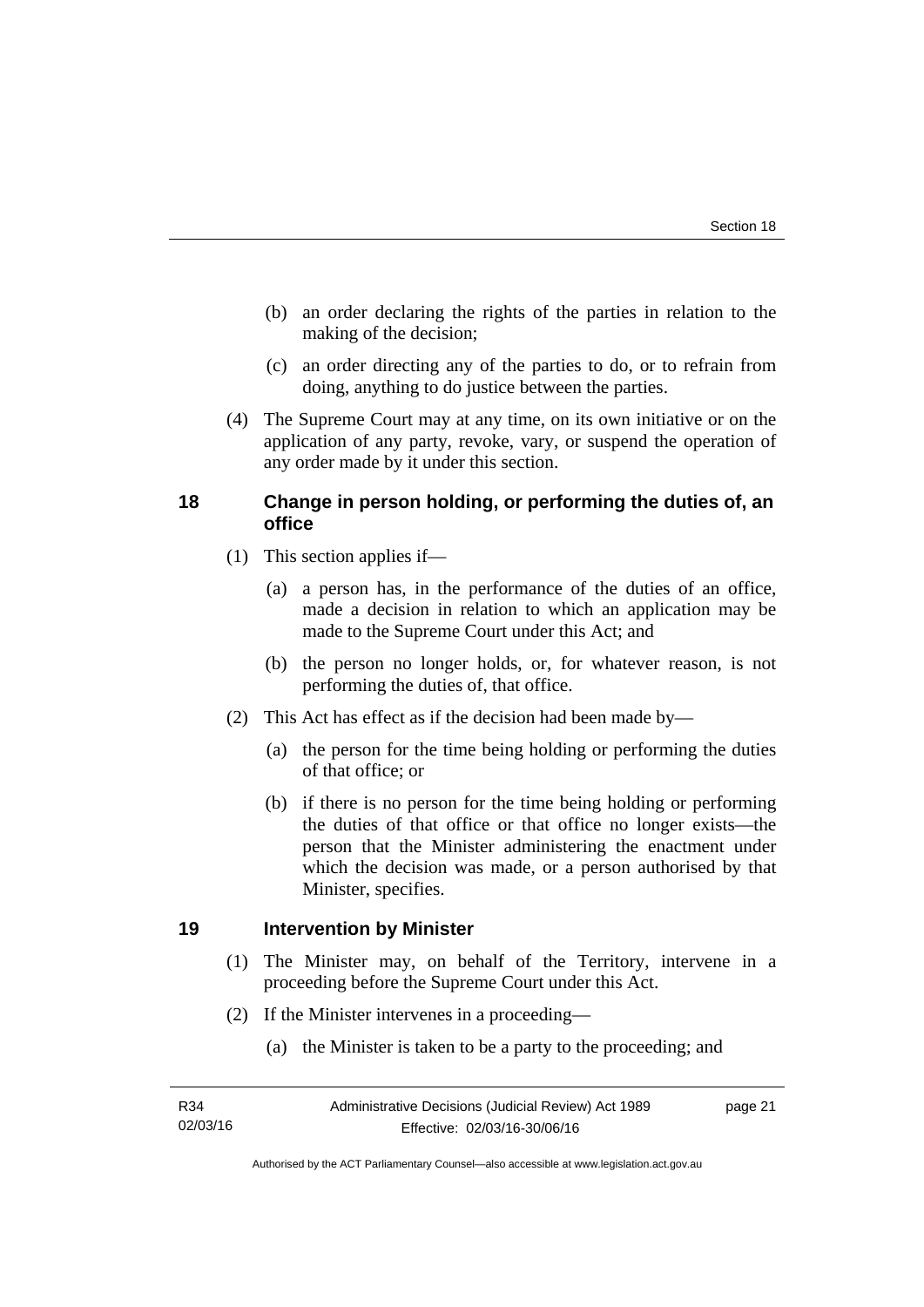(b) an order declaring the rights of the parties in relation to the making of the decision;

(c) an order directing any of the parties to do, or to refrain from doing, anything to do justice between the parties.

(4) The Supreme Court may at any time, on its own initiative or on the application of any party, revoke, vary, or suspend the operation of any order made by it under this section.

## 18 Change in person holding, or performing the duties of, an office

(1) This section applies if—

(a) a person has, in the performance of the duties of an office, made a decision in relation to which an application may be made to the Supreme Court under this Act; and

(b) the person no longer holds, or, for whatever reason, is not performing the duties of, that office.

(2) This Act has effect as if the decision had been made by—

(a) the person for the time being holding or performing the duties of that office; or

(b) if there is no person for the time being holding or performing the duties of that office or that office no longer exists—the person that the Minister administering the enactment under which the decision was made, or a person authorised by that Minister, specifies.

## 19 Intervention by Minister

(1) The Minister may, on behalf of the Territory, intervene in a proceeding before the Supreme Court under this Act.

(2) If the Minister intervenes in a proceeding—

(a) the Minister is taken to be a party to the proceeding; and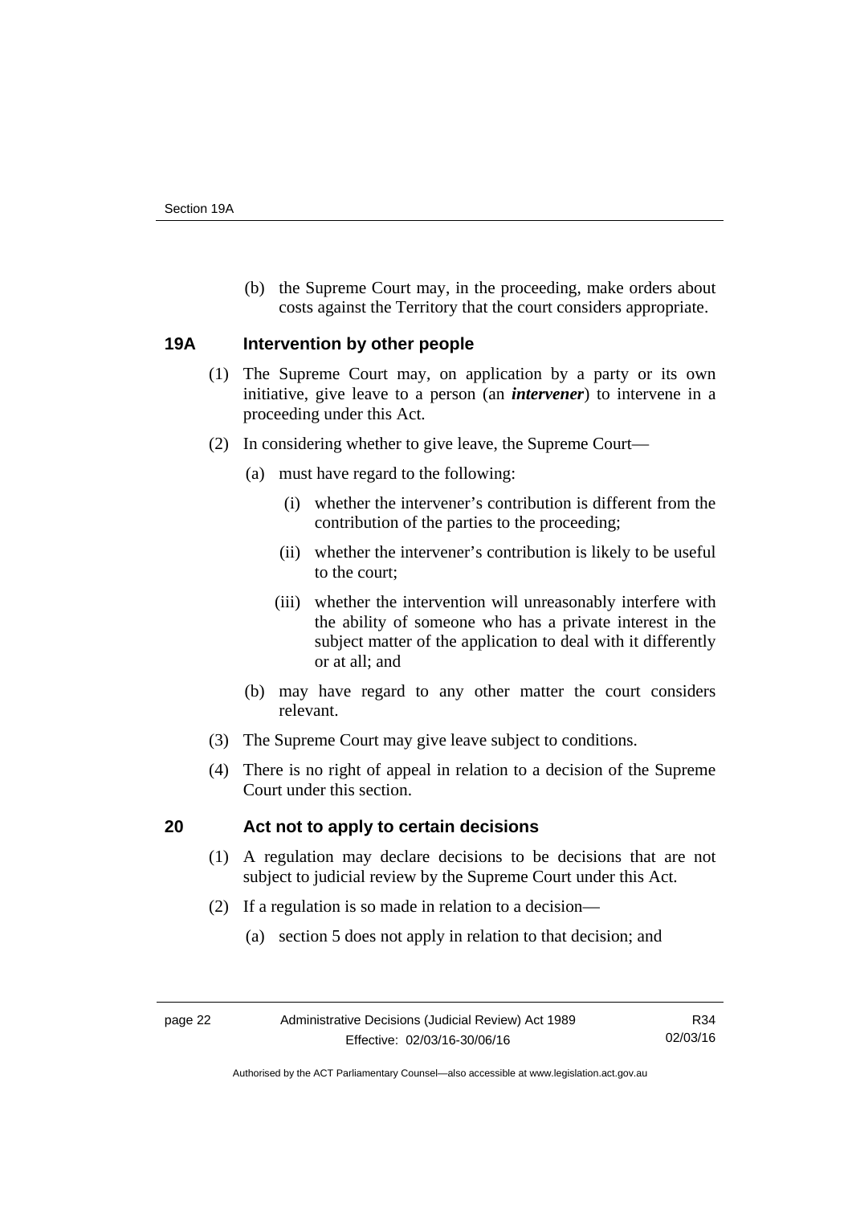(b) the Supreme Court may, in the proceeding, make orders about costs against the Territory that the court considers appropriate.

## 19A Intervention by other people

(1) The Supreme Court may, on application by a party or its own initiative, give leave to a person (an ***intervener***) to intervene in a proceeding under this Act.

(2) In considering whether to give leave, the Supreme Court—

(a) must have regard to the following:

(i) whether the intervener's contribution is different from the contribution of the parties to the proceeding;

(ii) whether the intervener's contribution is likely to be useful to the court;

(iii) whether the intervention will unreasonably interfere with the ability of someone who has a private interest in the subject matter of the application to deal with it differently or at all; and

(b) may have regard to any other matter the court considers relevant.

(3) The Supreme Court may give leave subject to conditions.

(4) There is no right of appeal in relation to a decision of the Supreme Court under this section.

## 20 Act not to apply to certain decisions

(1) A regulation may declare decisions to be decisions that are not subject to judicial review by the Supreme Court under this Act.

(2) If a regulation is so made in relation to a decision—

(a) section 5 does not apply in relation to that decision; and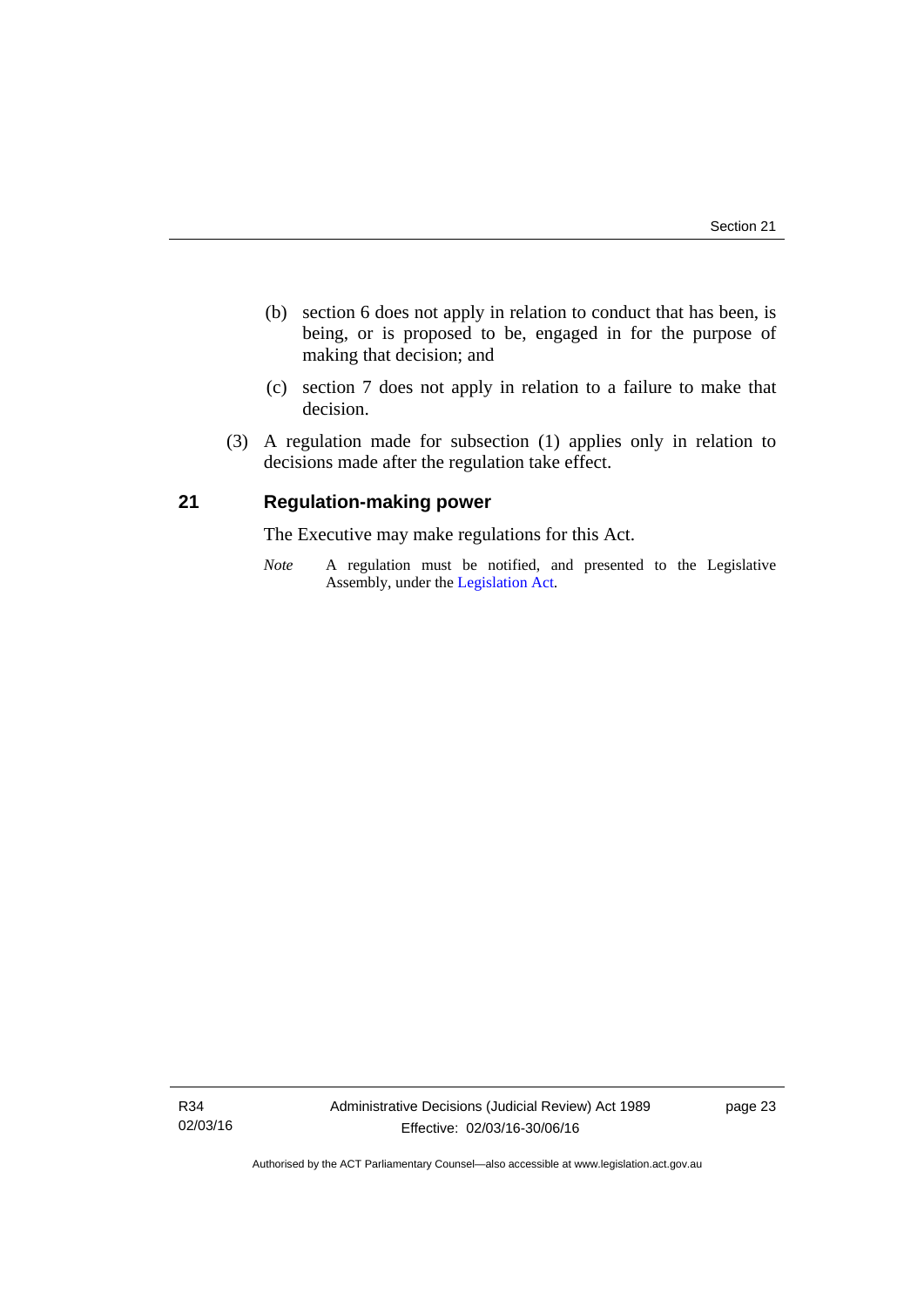(b) section 6 does not apply in relation to conduct that has been, is being, or is proposed to be, engaged in for the purpose of making that decision; and

(c) section 7 does not apply in relation to a failure to make that decision.

(3) A regulation made for subsection (1) applies only in relation to decisions made after the regulation take effect.

## 21 Regulation-making power

The Executive may make regulations for this Act.

*Note* A regulation must be notified, and presented to the Legislative Assembly, under the Legislation Act.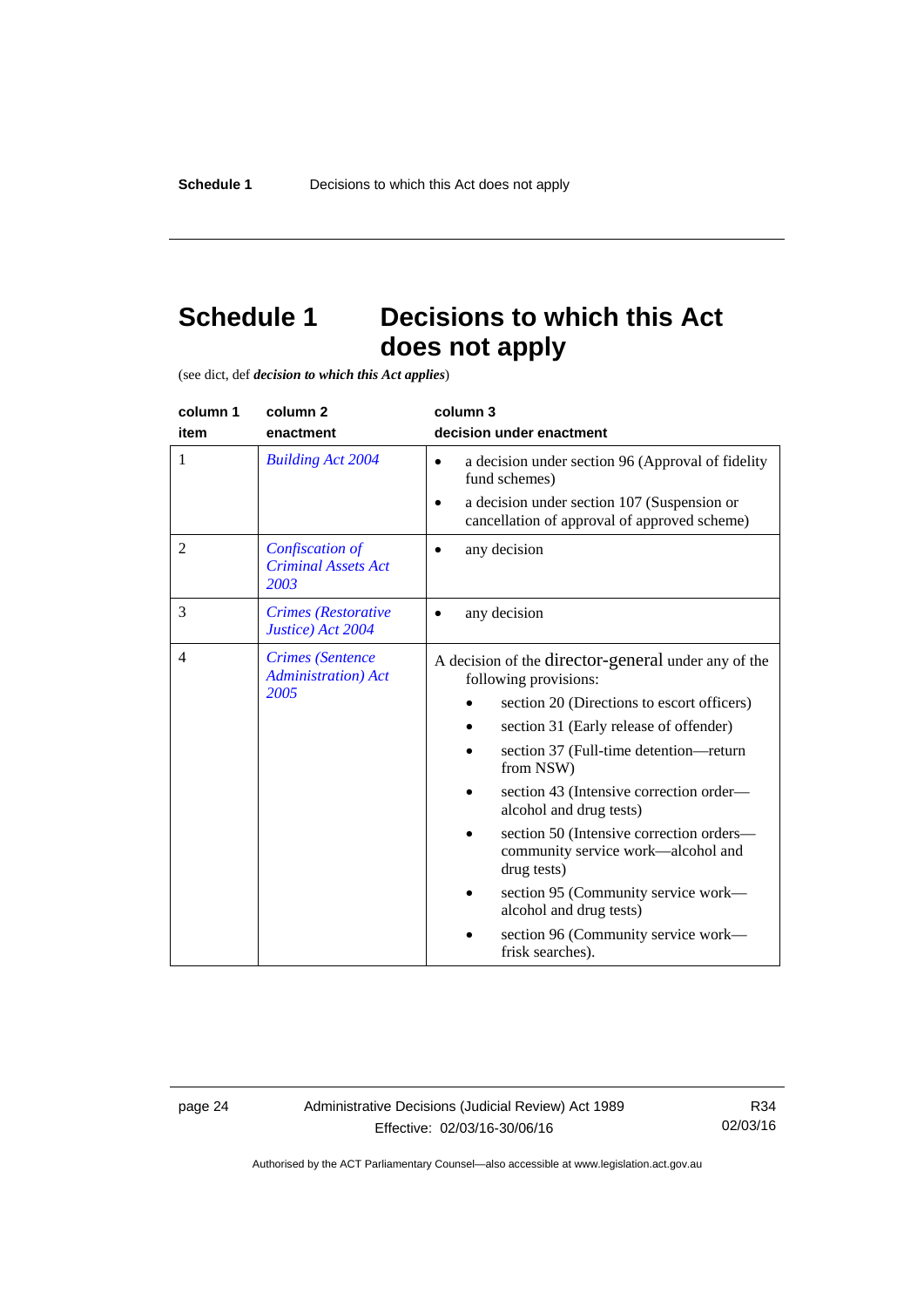# Schedule 1 Decisions to which this Act does not apply

(see dict, def ***decision to which this Act applies***)

| column 1<br>item | column 2<br>enactment | column 3<br>decision under enactment |
|---|---|---|
| 1 | *Building Act 2004* | • a decision under section 96 (Approval of fidelity fund schemes)<br>• a decision under section 107 (Suspension or cancellation of approval of approved scheme) |
| 2 | *Confiscation of Criminal Assets Act 2003* | • any decision |
| 3 | *Crimes (Restorative Justice) Act 2004* | • any decision |
| 4 | *Crimes (Sentence Administration) Act 2005* | A decision of the director-general under any of the following provisions:<br>• section 20 (Directions to escort officers)<br>• section 31 (Early release of offender)<br>• section 37 (Full-time detention—return from NSW)<br>• section 43 (Intensive correction order—alcohol and drug tests)<br>• section 50 (Intensive correction orders—community service work—alcohol and drug tests)<br>• section 95 (Community service work—alcohol and drug tests)<br>• section 96 (Community service work—frisk searches). |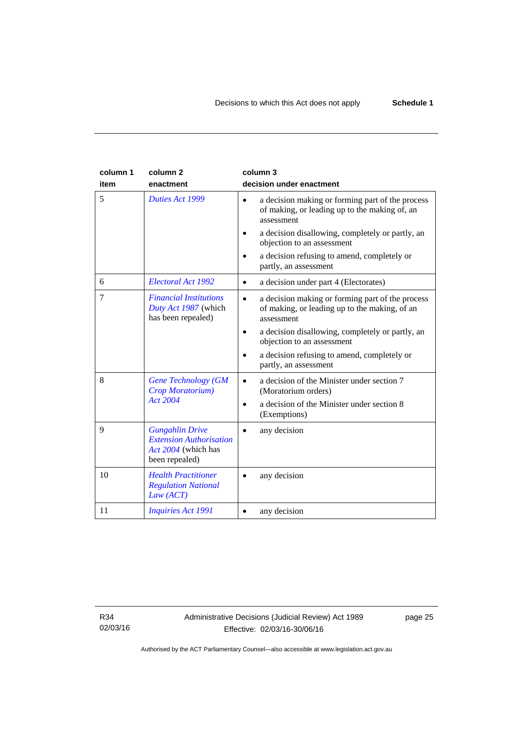| column 1 item | column 2 enactment | column 3 decision under enactment |
|---|---|---|
| 5 | *Duties Act 1999* | • a decision making or forming part of the process of making, or leading up to the making of, an assessment<br>• a decision disallowing, completely or partly, an objection to an assessment<br>• a decision refusing to amend, completely or partly, an assessment |
| 6 | *Electoral Act 1992* | • a decision under part 4 (Electorates) |
| 7 | *Financial Institutions Duty Act 1987* (which has been repealed) | • a decision making or forming part of the process of making, or leading up to the making, of an assessment<br>• a decision disallowing, completely or partly, an objection to an assessment<br>• a decision refusing to amend, completely or partly, an assessment |
| 8 | *Gene Technology (GM Crop Moratorium) Act 2004* | • a decision of the Minister under section 7 (Moratorium orders)<br>• a decision of the Minister under section 8 (Exemptions) |
| 9 | *Gungahlin Drive Extension Authorisation Act 2004* (which has been repealed) | • any decision |
| 10 | *Health Practitioner Regulation National Law (ACT)* | • any decision |
| 11 | *Inquiries Act 1991* | • any decision |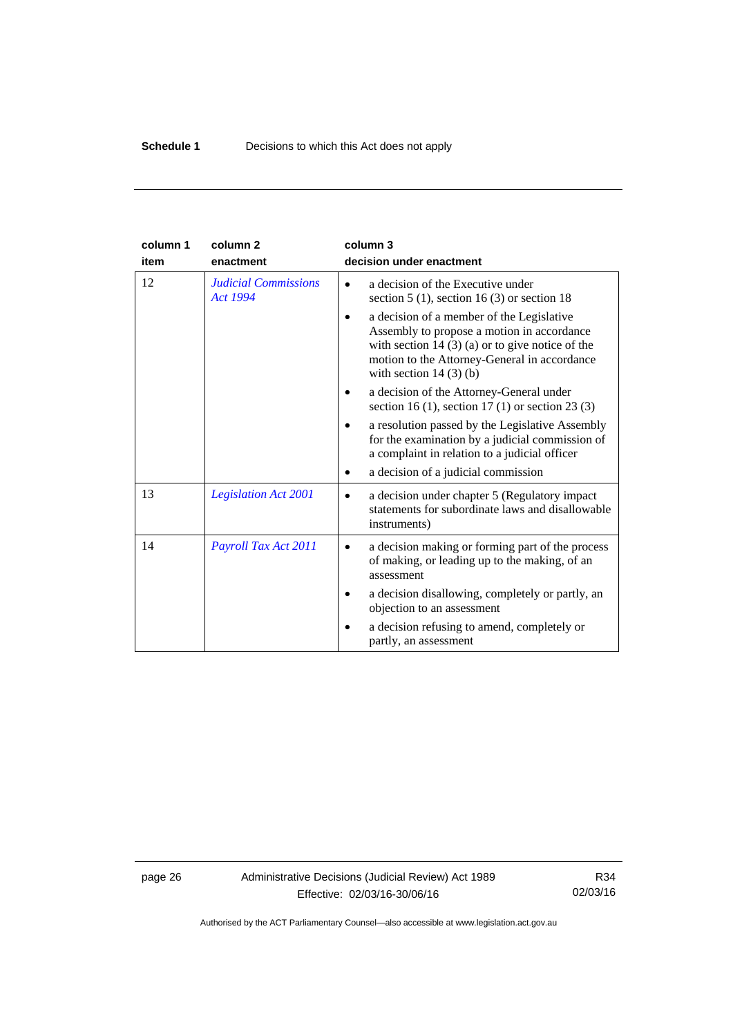| column 1<br>item | column 2<br>enactment | column 3<br>decision under enactment |
|---|---|---|
| 12 | *Judicial Commissions Act 1994* | • a decision of the Executive under section 5 (1), section 16 (3) or section 18<br>• a decision of a member of the Legislative Assembly to propose a motion in accordance with section 14 (3) (a) or to give notice of the motion to the Attorney-General in accordance with section 14 (3) (b)<br>• a decision of the Attorney-General under section 16 (1), section 17 (1) or section 23 (3)<br>• a resolution passed by the Legislative Assembly for the examination by a judicial commission of a complaint in relation to a judicial officer<br>• a decision of a judicial commission |
| 13 | *Legislation Act 2001* | • a decision under chapter 5 (Regulatory impact statements for subordinate laws and disallowable instruments) |
| 14 | *Payroll Tax Act 2011* | • a decision making or forming part of the process of making, or leading up to the making, of an assessment<br>• a decision disallowing, completely or partly, an objection to an assessment<br>• a decision refusing to amend, completely or partly, an assessment |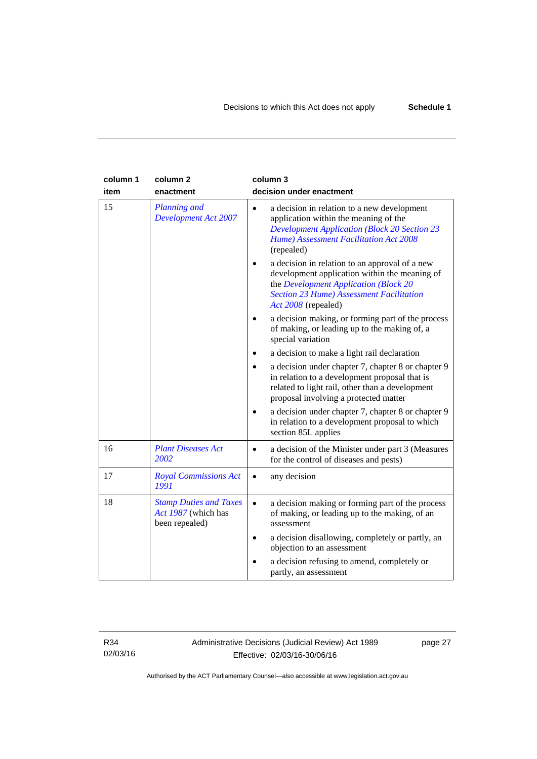| column 1 item | column 2 enactment | column 3 decision under enactment |
|---|---|---|
| 15 | *Planning and Development Act 2007* | • a decision in relation to a new development application within the meaning of the *Development Application (Block 20 Section 23 Hume) Assessment Facilitation Act 2008* (repealed)<br>• a decision in relation to an approval of a new development application within the meaning of the *Development Application (Block 20 Section 23 Hume) Assessment Facilitation Act 2008* (repealed)<br>• a decision making, or forming part of the process of making, or leading up to the making of, a special variation<br>• a decision to make a light rail declaration<br>• a decision under chapter 7, chapter 8 or chapter 9 in relation to a development proposal that is related to light rail, other than a development proposal involving a protected matter<br>• a decision under chapter 7, chapter 8 or chapter 9 in relation to a development proposal to which section 85L applies |
| 16 | *Plant Diseases Act 2002* | • a decision of the Minister under part 3 (Measures for the control of diseases and pests) |
| 17 | *Royal Commissions Act 1991* | • any decision |
| 18 | *Stamp Duties and Taxes Act 1987* (which has been repealed) | • a decision making or forming part of the process of making, or leading up to the making, of an assessment<br>• a decision disallowing, completely or partly, an objection to an assessment<br>• a decision refusing to amend, completely or partly, an assessment |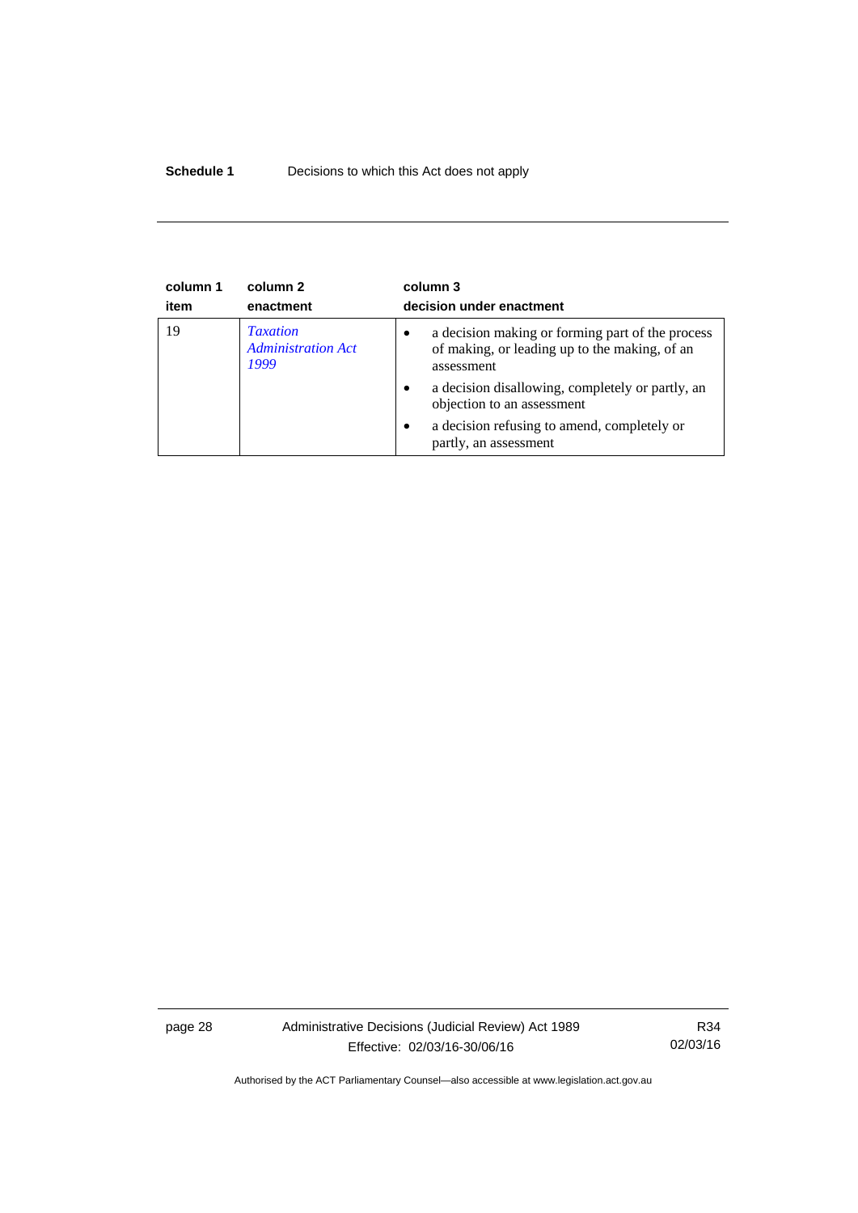| column 1 item | column 2 enactment | column 3 decision under enactment |
|---|---|---|
| 19 | *Taxation Administration Act 1999* | • a decision making or forming part of the process of making, or leading up to the making, of an assessment<br>• a decision disallowing, completely or partly, an objection to an assessment<br>• a decision refusing to amend, completely or partly, an assessment |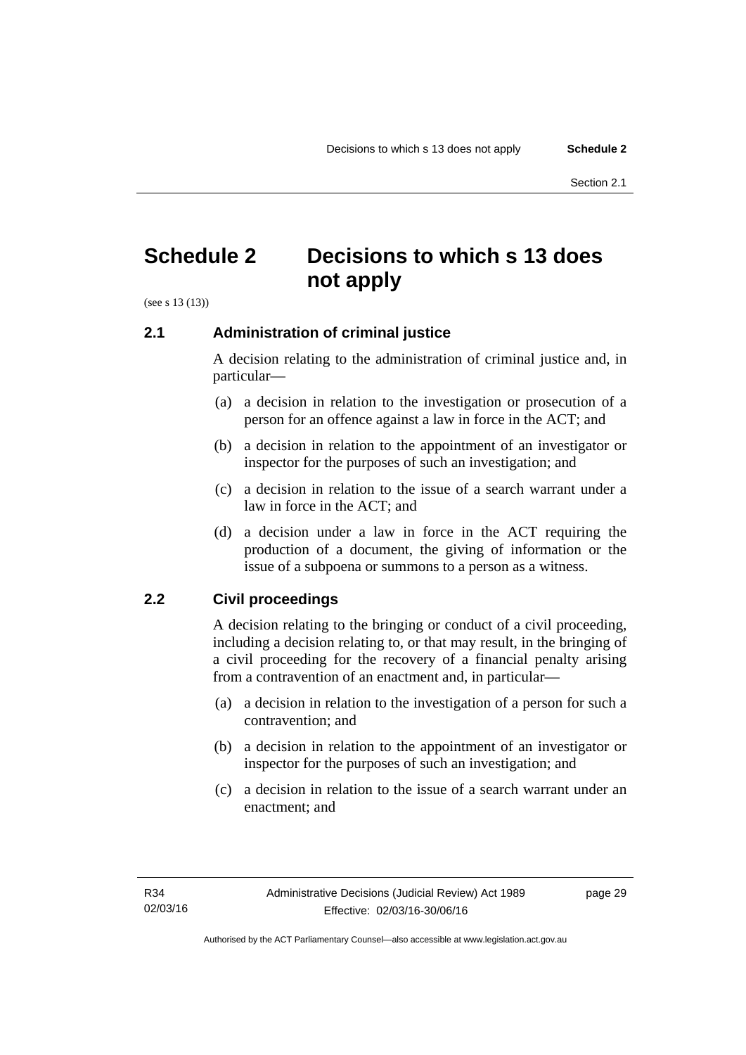# Schedule 2 Decisions to which s 13 does not apply

(see s 13 (13))

## 2.1 Administration of criminal justice

A decision relating to the administration of criminal justice and, in particular—

(a) a decision in relation to the investigation or prosecution of a person for an offence against a law in force in the ACT; and

(b) a decision in relation to the appointment of an investigator or inspector for the purposes of such an investigation; and

(c) a decision in relation to the issue of a search warrant under a law in force in the ACT; and

(d) a decision under a law in force in the ACT requiring the production of a document, the giving of information or the issue of a subpoena or summons to a person as a witness.

## 2.2 Civil proceedings

A decision relating to the bringing or conduct of a civil proceeding, including a decision relating to, or that may result, in the bringing of a civil proceeding for the recovery of a financial penalty arising from a contravention of an enactment and, in particular—

(a) a decision in relation to the investigation of a person for such a contravention; and

(b) a decision in relation to the appointment of an investigator or inspector for the purposes of such an investigation; and

(c) a decision in relation to the issue of a search warrant under an enactment; and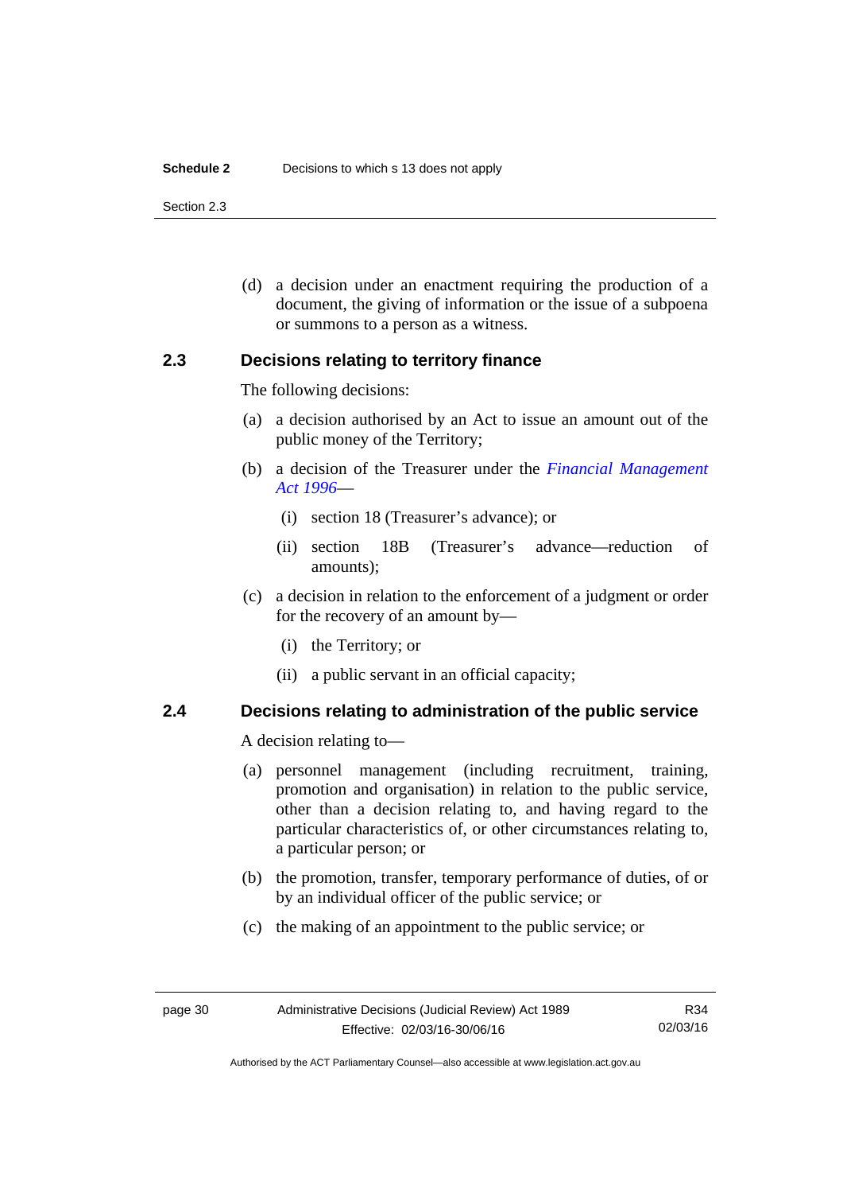(d) a decision under an enactment requiring the production of a document, the giving of information or the issue of a subpoena or summons to a person as a witness.

### 2.3 Decisions relating to territory finance

The following decisions:

(a) a decision authorised by an Act to issue an amount out of the public money of the Territory;

(b) a decision of the Treasurer under the *Financial Management Act 1996*—

  (i) section 18 (Treasurer's advance); or

  (ii) section 18B (Treasurer's advance—reduction of amounts);

(c) a decision in relation to the enforcement of a judgment or order for the recovery of an amount by—

  (i) the Territory; or

  (ii) a public servant in an official capacity;

### 2.4 Decisions relating to administration of the public service

A decision relating to—

(a) personnel management (including recruitment, training, promotion and organisation) in relation to the public service, other than a decision relating to, and having regard to the particular characteristics of, or other circumstances relating to, a particular person; or

(b) the promotion, transfer, temporary performance of duties, of or by an individual officer of the public service; or

(c) the making of an appointment to the public service; or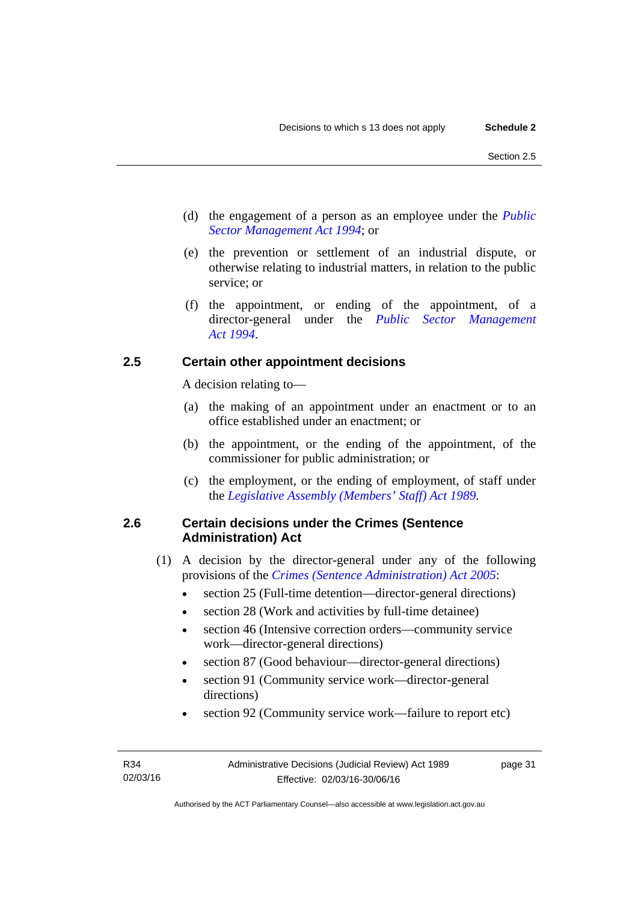(d) the engagement of a person as an employee under the *Public Sector Management Act 1994*; or

(e) the prevention or settlement of an industrial dispute, or otherwise relating to industrial matters, in relation to the public service; or

(f) the appointment, or ending of the appointment, of a director-general under the *Public Sector Management Act 1994*.

### 2.5 Certain other appointment decisions

A decision relating to—

(a) the making of an appointment under an enactment or to an office established under an enactment; or

(b) the appointment, or the ending of the appointment, of the commissioner for public administration; or

(c) the employment, or the ending of employment, of staff under the *Legislative Assembly (Members' Staff) Act 1989*.

### 2.6 Certain decisions under the Crimes (Sentence Administration) Act

(1) A decision by the director-general under any of the following provisions of the *Crimes (Sentence Administration) Act 2005*:

- section 25 (Full-time detention—director-general directions)
- section 28 (Work and activities by full-time detainee)
- section 46 (Intensive correction orders—community service work—director-general directions)
- section 87 (Good behaviour—director-general directions)
- section 91 (Community service work—director-general directions)
- section 92 (Community service work—failure to report etc)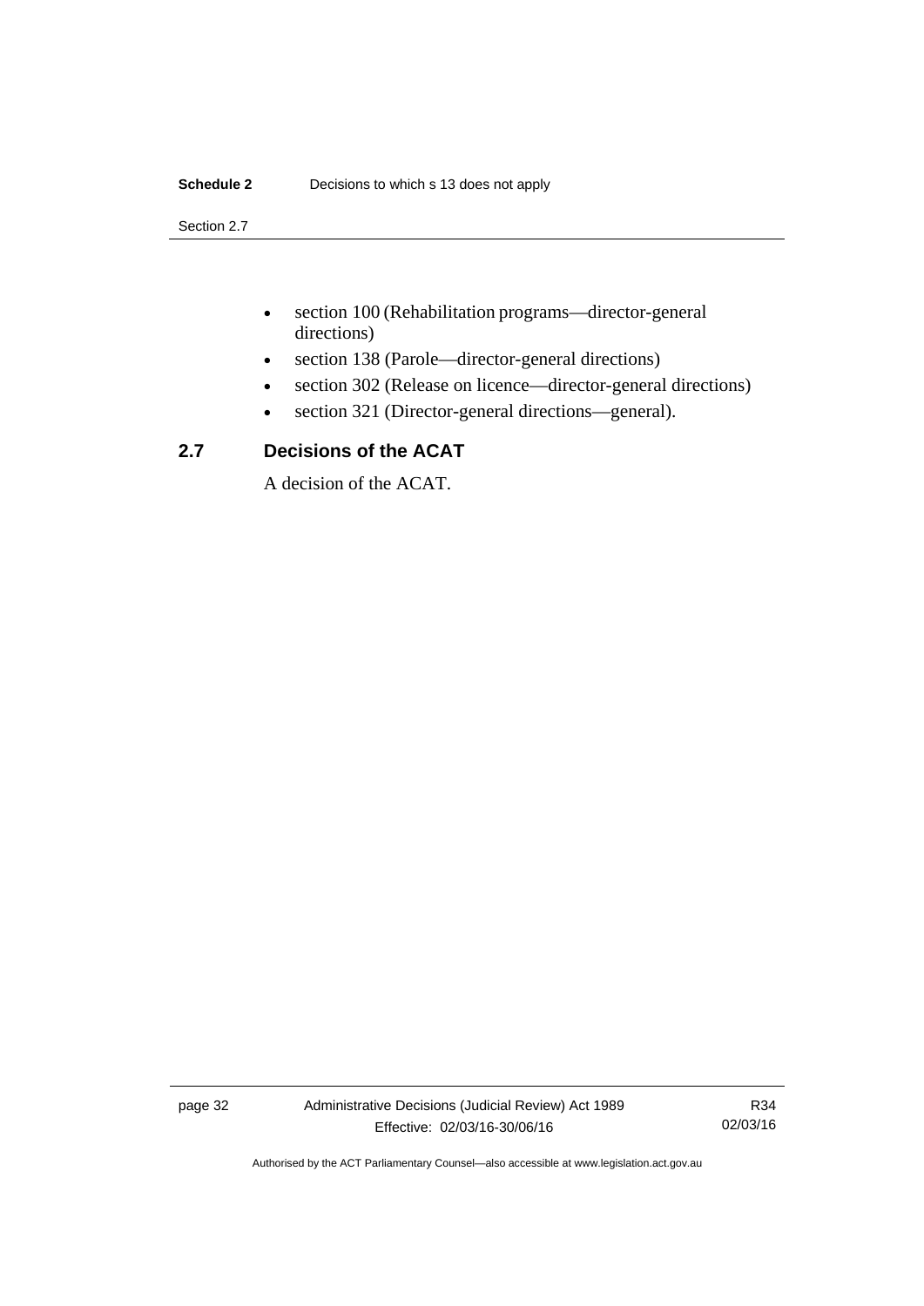- section 100 (Rehabilitation programs—director-general directions)
- section 138 (Parole—director-general directions)
- section 302 (Release on licence—director-general directions)
- section 321 (Director-general directions—general).

### 2.7 Decisions of the ACAT

A decision of the ACAT.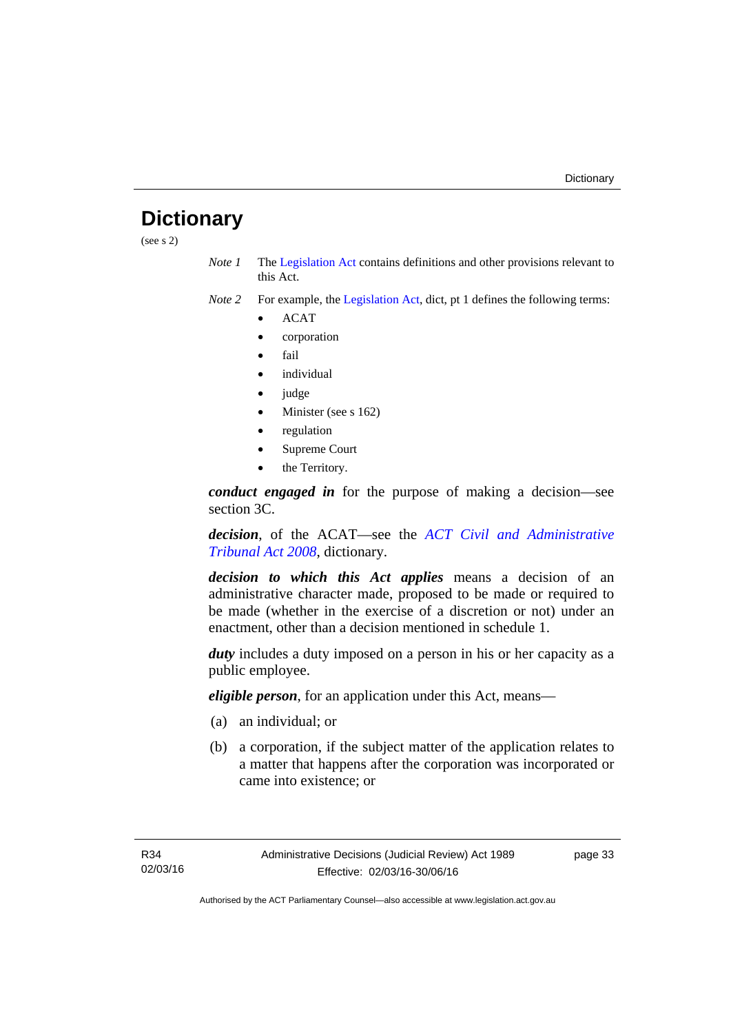# Dictionary

(see s 2)

*Note 1* The Legislation Act contains definitions and other provisions relevant to this Act.

*Note 2* For example, the Legislation Act, dict, pt 1 defines the following terms:

- ACAT
- corporation
- fail
- individual
- judge
- Minister (see s 162)
- regulation
- Supreme Court
- the Territory.

***conduct engaged in*** for the purpose of making a decision—see section 3C.

***decision***, of the ACAT—see the *ACT Civil and Administrative Tribunal Act 2008*, dictionary.

***decision to which this Act applies*** means a decision of an administrative character made, proposed to be made or required to be made (whether in the exercise of a discretion or not) under an enactment, other than a decision mentioned in schedule 1.

***duty*** includes a duty imposed on a person in his or her capacity as a public employee.

***eligible person***, for an application under this Act, means—

(a) an individual; or

(b) a corporation, if the subject matter of the application relates to a matter that happens after the corporation was incorporated or came into existence; or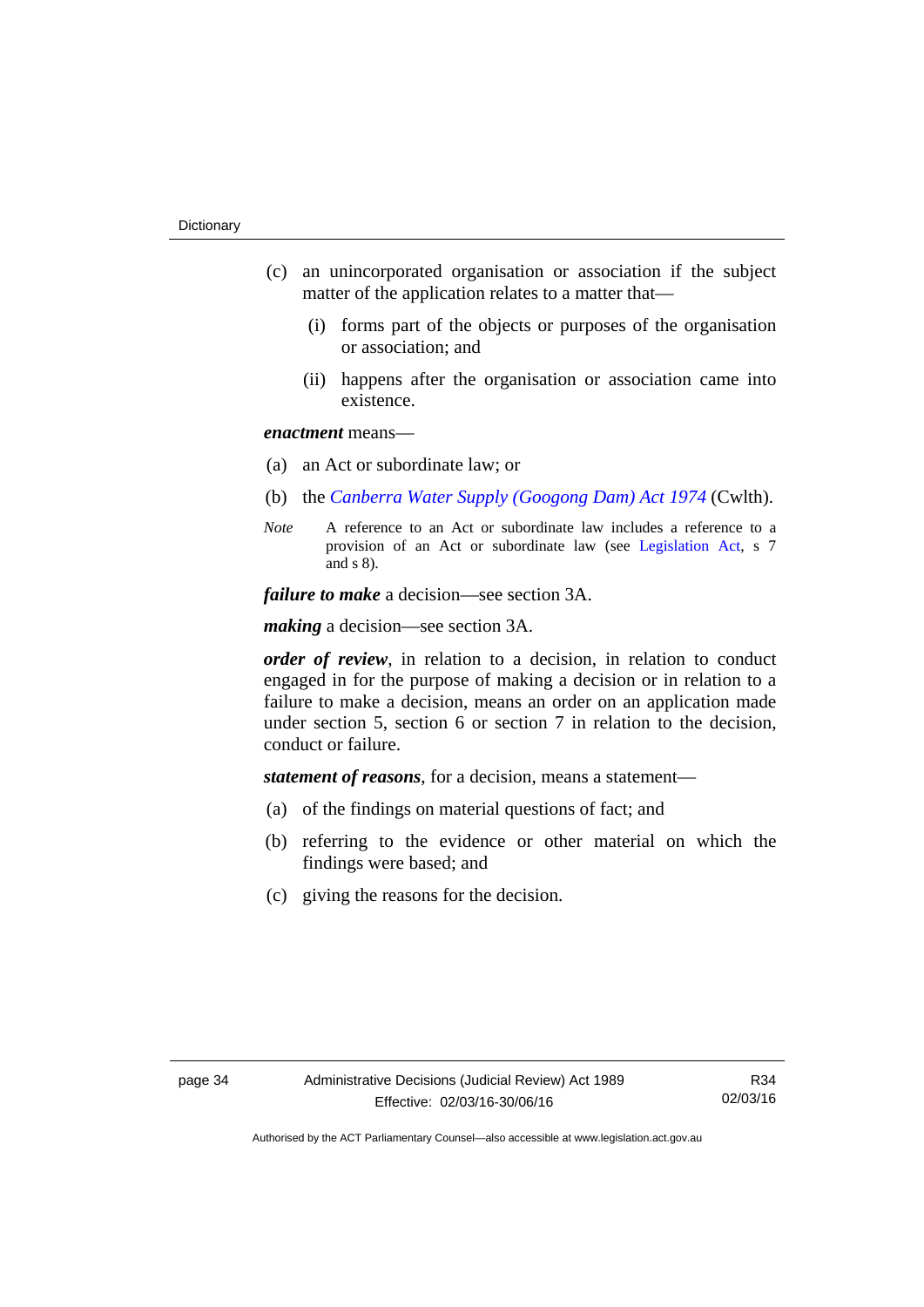(c) an unincorporated organisation or association if the subject matter of the application relates to a matter that—

  (i) forms part of the objects or purposes of the organisation or association; and

  (ii) happens after the organisation or association came into existence.

***enactment*** means—

(a) an Act or subordinate law; or

(b) the *Canberra Water Supply (Googong Dam) Act 1974* (Cwlth).

*Note* A reference to an Act or subordinate law includes a reference to a provision of an Act or subordinate law (see Legislation Act, s 7 and s 8).

***failure to make*** a decision—see section 3A.

***making*** a decision—see section 3A.

***order of review***, in relation to a decision, in relation to conduct engaged in for the purpose of making a decision or in relation to a failure to make a decision, means an order on an application made under section 5, section 6 or section 7 in relation to the decision, conduct or failure.

***statement of reasons***, for a decision, means a statement—

(a) of the findings on material questions of fact; and

(b) referring to the evidence or other material on which the findings were based; and

(c) giving the reasons for the decision.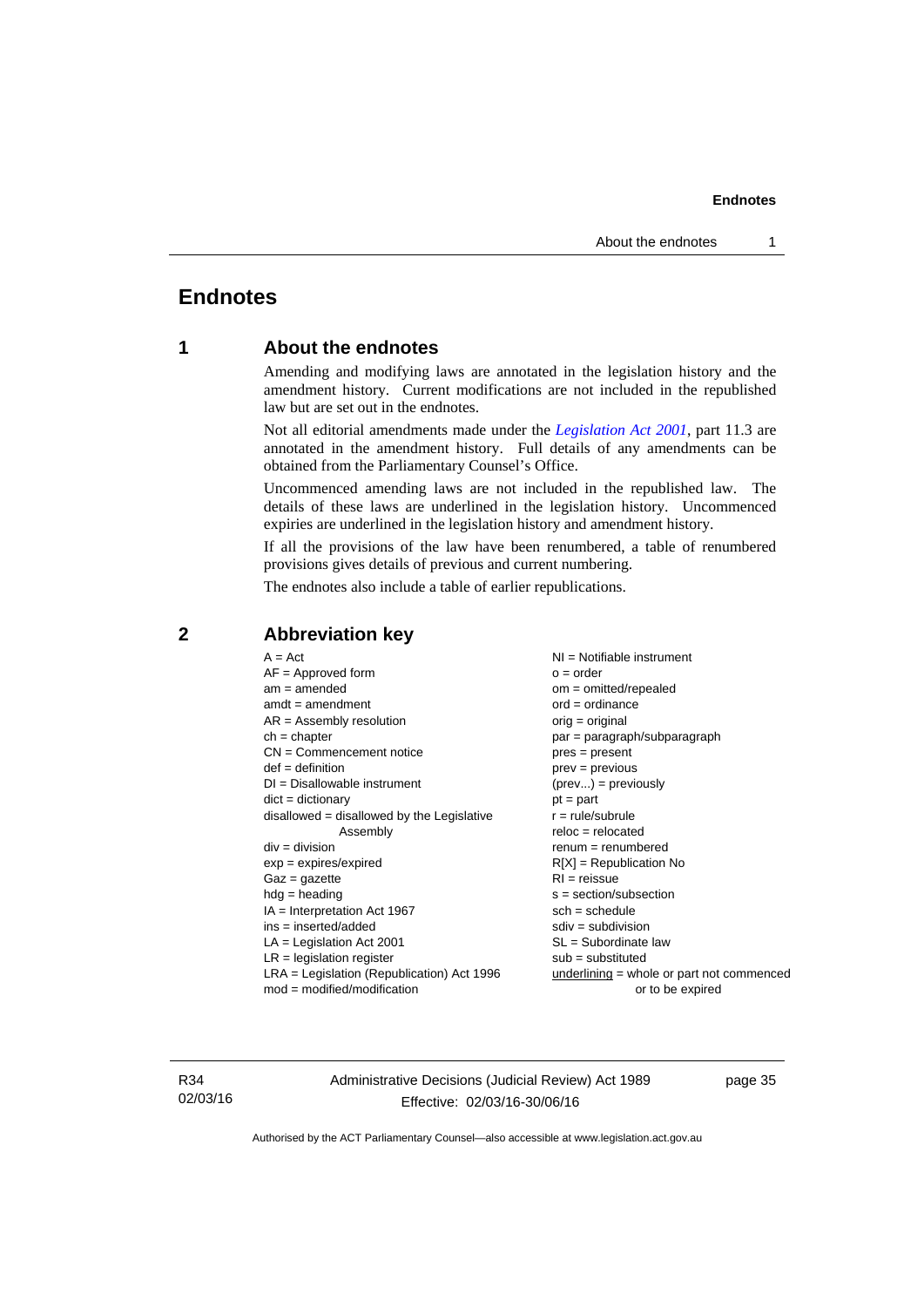# Endnotes

## 1 About the endnotes

Amending and modifying laws are annotated in the legislation history and the amendment history. Current modifications are not included in the republished law but are set out in the endnotes.

Not all editorial amendments made under the *Legislation Act 2001*, part 11.3 are annotated in the amendment history. Full details of any amendments can be obtained from the Parliamentary Counsel's Office.

Uncommenced amending laws are not included in the republished law. The details of these laws are underlined in the legislation history. Uncommenced expiries are underlined in the legislation history and amendment history.

If all the provisions of the law have been renumbered, a table of renumbered provisions gives details of previous and current numbering.

The endnotes also include a table of earlier republications.

## 2 Abbreviation key

A = Act
AF = Approved form
am = amended
amdt = amendment
AR = Assembly resolution
ch = chapter
CN = Commencement notice
def = definition
DI = Disallowable instrument
dict = dictionary
disallowed = disallowed by the Legislative Assembly
div = division
exp = expires/expired
Gaz = gazette
hdg = heading
IA = Interpretation Act 1967
ins = inserted/added
LA = Legislation Act 2001
LR = legislation register
LRA = Legislation (Republication) Act 1996
mod = modified/modification
NI = Notifiable instrument
o = order
om = omitted/repealed
ord = ordinance
orig = original
par = paragraph/subparagraph
pres = present
prev = previous
(prev...) = previously
pt = part
r = rule/subrule
reloc = relocated
renum = renumbered
R[X] = Republication No
RI = reissue
s = section/subsection
sch = schedule
sdiv = subdivision
SL = Subordinate law
sub = substituted
underlining = whole or part not commenced or to be expired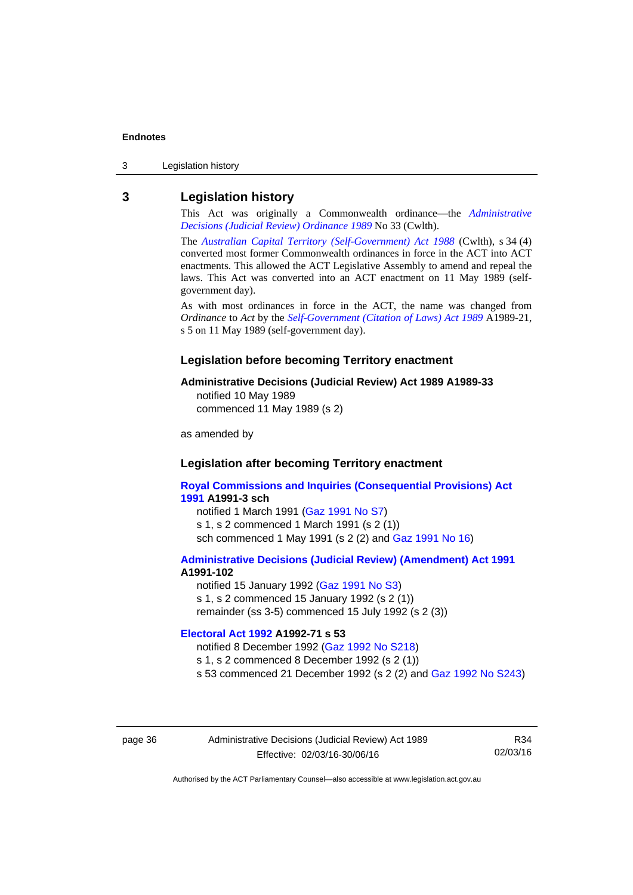## 3 Legislation history

This Act was originally a Commonwealth ordinance—the *Administrative Decisions (Judicial Review) Ordinance 1989* No 33 (Cwlth).

The *Australian Capital Territory (Self-Government) Act 1988* (Cwlth), s 34 (4) converted most former Commonwealth ordinances in force in the ACT into ACT enactments. This allowed the ACT Legislative Assembly to amend and repeal the laws. This Act was converted into an ACT enactment on 11 May 1989 (self-government day).

As with most ordinances in force in the ACT, the name was changed from *Ordinance* to *Act* by the *Self-Government (Citation of Laws) Act 1989* A1989-21, s 5 on 11 May 1989 (self-government day).

### Legislation before becoming Territory enactment

**Administrative Decisions (Judicial Review) Act 1989 A1989-33**
notified 10 May 1989
commenced 11 May 1989 (s 2)

as amended by

### Legislation after becoming Territory enactment

**Royal Commissions and Inquiries (Consequential Provisions) Act 1991 A1991-3 sch**
notified 1 March 1991 (Gaz 1991 No S7)
s 1, s 2 commenced 1 March 1991 (s 2 (1))
sch commenced 1 May 1991 (s 2 (2) and Gaz 1991 No 16)

**Administrative Decisions (Judicial Review) (Amendment) Act 1991 A1991-102**
notified 15 January 1992 (Gaz 1991 No S3)
s 1, s 2 commenced 15 January 1992 (s 2 (1))
remainder (ss 3-5) commenced 15 July 1992 (s 2 (3))

**Electoral Act 1992 A1992-71 s 53**
notified 8 December 1992 (Gaz 1992 No S218)
s 1, s 2 commenced 8 December 1992 (s 2 (1))
s 53 commenced 21 December 1992 (s 2 (2) and Gaz 1992 No S243)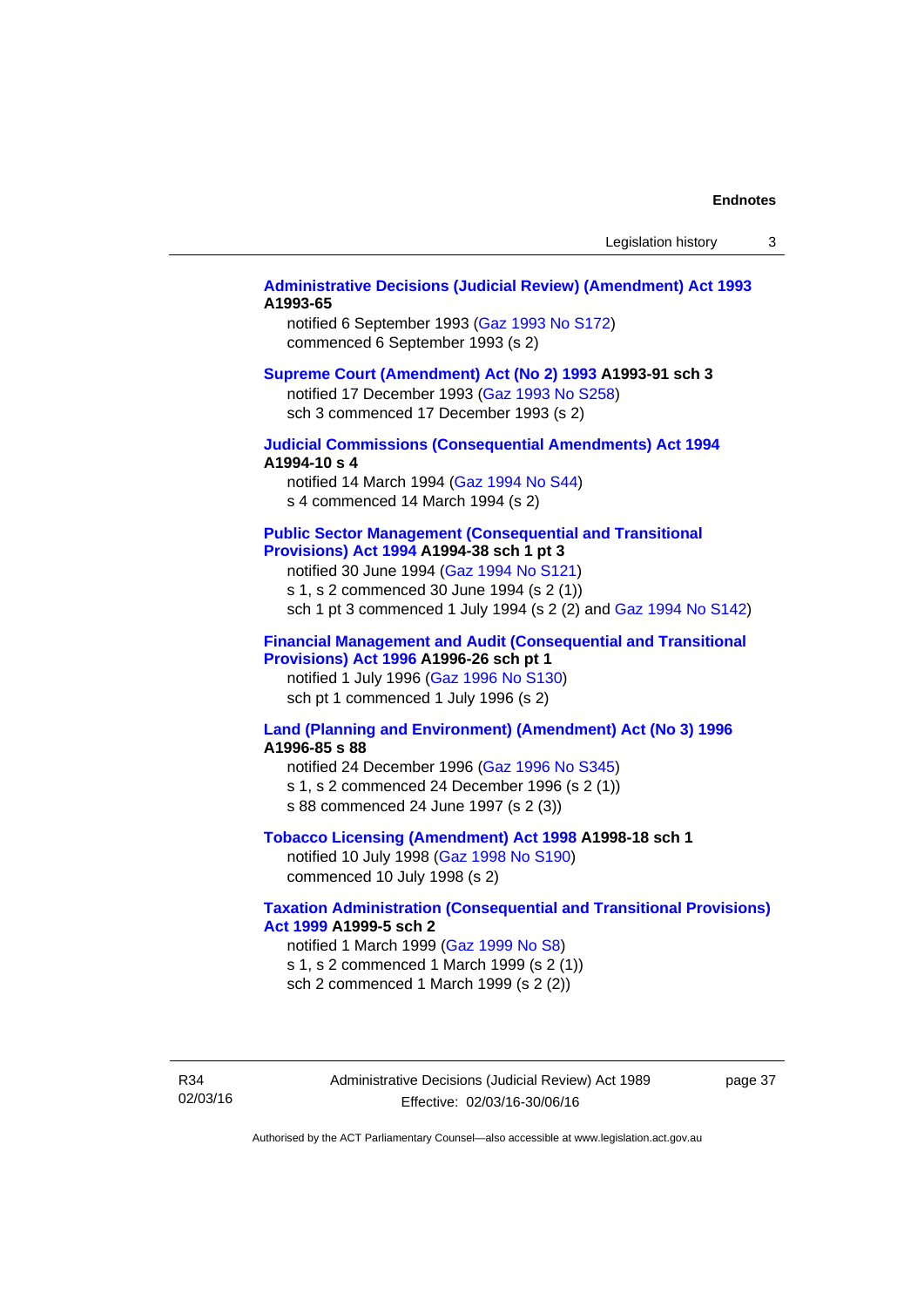**Administrative Decisions (Judicial Review) (Amendment) Act 1993 A1993-65**

notified 6 September 1993 (Gaz 1993 No S172)
commenced 6 September 1993 (s 2)

**Supreme Court (Amendment) Act (No 2) 1993 A1993-91 sch 3**

notified 17 December 1993 (Gaz 1993 No S258)
sch 3 commenced 17 December 1993 (s 2)

**Judicial Commissions (Consequential Amendments) Act 1994 A1994-10 s 4**

notified 14 March 1994 (Gaz 1994 No S44)
s 4 commenced 14 March 1994 (s 2)

**Public Sector Management (Consequential and Transitional Provisions) Act 1994 A1994-38 sch 1 pt 3**

notified 30 June 1994 (Gaz 1994 No S121)
s 1, s 2 commenced 30 June 1994 (s 2 (1))
sch 1 pt 3 commenced 1 July 1994 (s 2 (2) and Gaz 1994 No S142)

**Financial Management and Audit (Consequential and Transitional Provisions) Act 1996 A1996-26 sch pt 1**

notified 1 July 1996 (Gaz 1996 No S130)
sch pt 1 commenced 1 July 1996 (s 2)

**Land (Planning and Environment) (Amendment) Act (No 3) 1996 A1996-85 s 88**

notified 24 December 1996 (Gaz 1996 No S345)
s 1, s 2 commenced 24 December 1996 (s 2 (1))
s 88 commenced 24 June 1997 (s 2 (3))

**Tobacco Licensing (Amendment) Act 1998 A1998-18 sch 1**

notified 10 July 1998 (Gaz 1998 No S190)
commenced 10 July 1998 (s 2)

**Taxation Administration (Consequential and Transitional Provisions) Act 1999 A1999-5 sch 2**

notified 1 March 1999 (Gaz 1999 No S8)
s 1, s 2 commenced 1 March 1999 (s 2 (1))
sch 2 commenced 1 March 1999 (s 2 (2))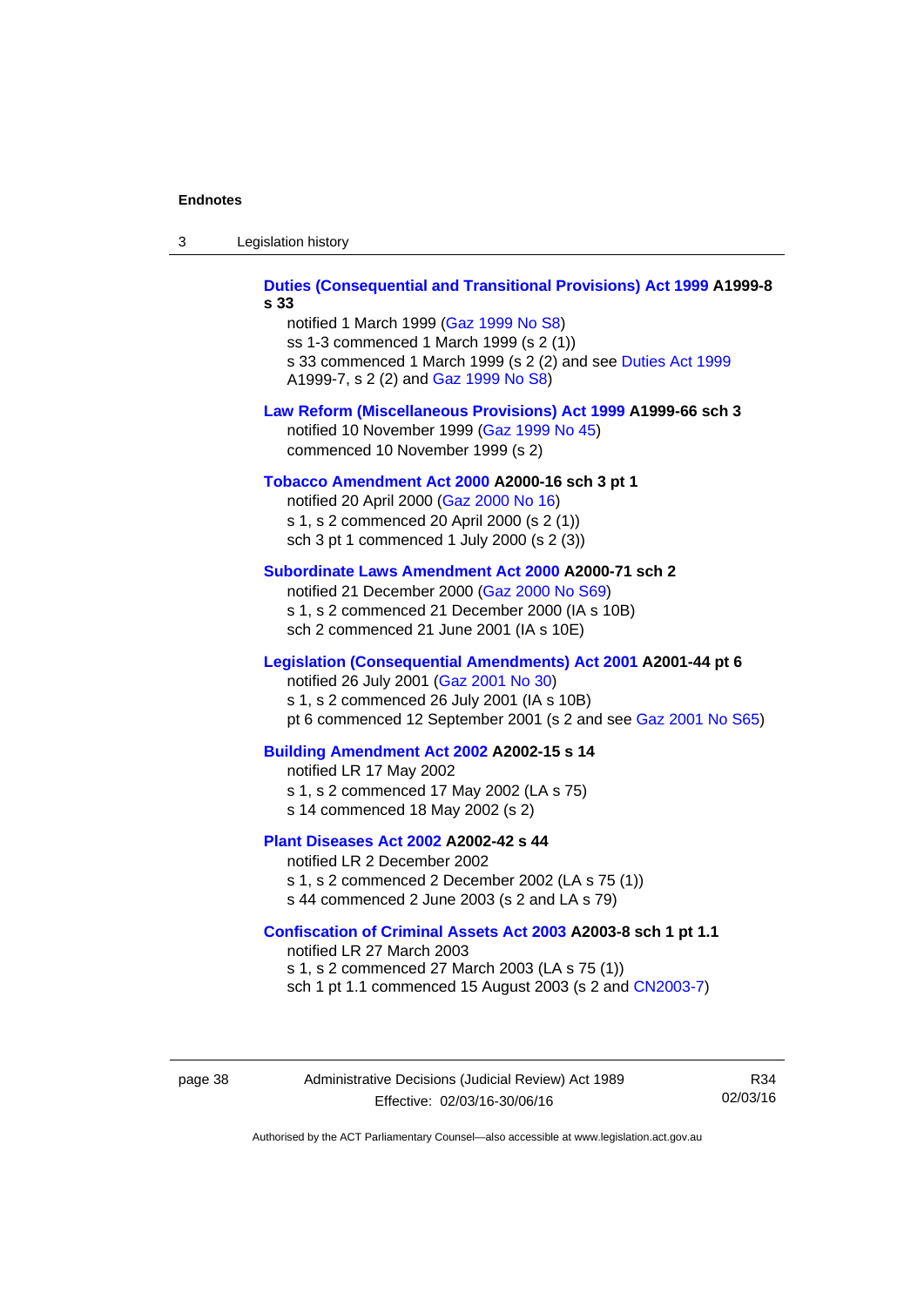**Duties (Consequential and Transitional Provisions) Act 1999 A1999-8 s 33**

notified 1 March 1999 (Gaz 1999 No S8)
ss 1-3 commenced 1 March 1999 (s 2 (1))
s 33 commenced 1 March 1999 (s 2 (2) and see Duties Act 1999 A1999-7, s 2 (2) and Gaz 1999 No S8)

**Law Reform (Miscellaneous Provisions) Act 1999 A1999-66 sch 3**

notified 10 November 1999 (Gaz 1999 No 45)
commenced 10 November 1999 (s 2)

**Tobacco Amendment Act 2000 A2000-16 sch 3 pt 1**

notified 20 April 2000 (Gaz 2000 No 16)
s 1, s 2 commenced 20 April 2000 (s 2 (1))
sch 3 pt 1 commenced 1 July 2000 (s 2 (3))

**Subordinate Laws Amendment Act 2000 A2000-71 sch 2**

notified 21 December 2000 (Gaz 2000 No S69)
s 1, s 2 commenced 21 December 2000 (IA s 10B)
sch 2 commenced 21 June 2001 (IA s 10E)

**Legislation (Consequential Amendments) Act 2001 A2001-44 pt 6**

notified 26 July 2001 (Gaz 2001 No 30)
s 1, s 2 commenced 26 July 2001 (IA s 10B)
pt 6 commenced 12 September 2001 (s 2 and see Gaz 2001 No S65)

**Building Amendment Act 2002 A2002-15 s 14**

notified LR 17 May 2002
s 1, s 2 commenced 17 May 2002 (LA s 75)
s 14 commenced 18 May 2002 (s 2)

**Plant Diseases Act 2002 A2002-42 s 44**

notified LR 2 December 2002
s 1, s 2 commenced 2 December 2002 (LA s 75 (1))
s 44 commenced 2 June 2003 (s 2 and LA s 79)

**Confiscation of Criminal Assets Act 2003 A2003-8 sch 1 pt 1.1**

notified LR 27 March 2003
s 1, s 2 commenced 27 March 2003 (LA s 75 (1))
sch 1 pt 1.1 commenced 15 August 2003 (s 2 and CN2003-7)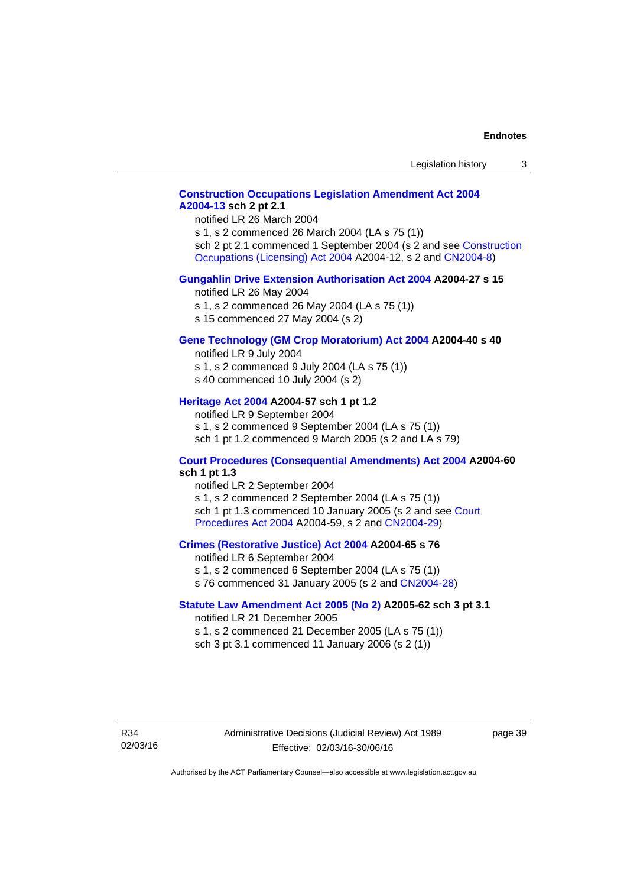**Construction Occupations Legislation Amendment Act 2004 A2004-13 sch 2 pt 2.1**

notified LR 26 March 2004

s 1, s 2 commenced 26 March 2004 (LA s 75 (1))

sch 2 pt 2.1 commenced 1 September 2004 (s 2 and see Construction Occupations (Licensing) Act 2004 A2004-12, s 2 and CN2004-8)

**Gungahlin Drive Extension Authorisation Act 2004 A2004-27 s 15**

notified LR 26 May 2004

s 1, s 2 commenced 26 May 2004 (LA s 75 (1))

s 15 commenced 27 May 2004 (s 2)

**Gene Technology (GM Crop Moratorium) Act 2004 A2004-40 s 40**

notified LR 9 July 2004

s 1, s 2 commenced 9 July 2004 (LA s 75 (1))

s 40 commenced 10 July 2004 (s 2)

**Heritage Act 2004 A2004-57 sch 1 pt 1.2**

notified LR 9 September 2004

s 1, s 2 commenced 9 September 2004 (LA s 75 (1))

sch 1 pt 1.2 commenced 9 March 2005 (s 2 and LA s 79)

**Court Procedures (Consequential Amendments) Act 2004 A2004-60 sch 1 pt 1.3**

notified LR 2 September 2004

s 1, s 2 commenced 2 September 2004 (LA s 75 (1))

sch 1 pt 1.3 commenced 10 January 2005 (s 2 and see Court Procedures Act 2004 A2004-59, s 2 and CN2004-29)

**Crimes (Restorative Justice) Act 2004 A2004-65 s 76**

notified LR 6 September 2004

s 1, s 2 commenced 6 September 2004 (LA s 75 (1))

s 76 commenced 31 January 2005 (s 2 and CN2004-28)

**Statute Law Amendment Act 2005 (No 2) A2005-62 sch 3 pt 3.1**

notified LR 21 December 2005

s 1, s 2 commenced 21 December 2005 (LA s 75 (1))

sch 3 pt 3.1 commenced 11 January 2006 (s 2 (1))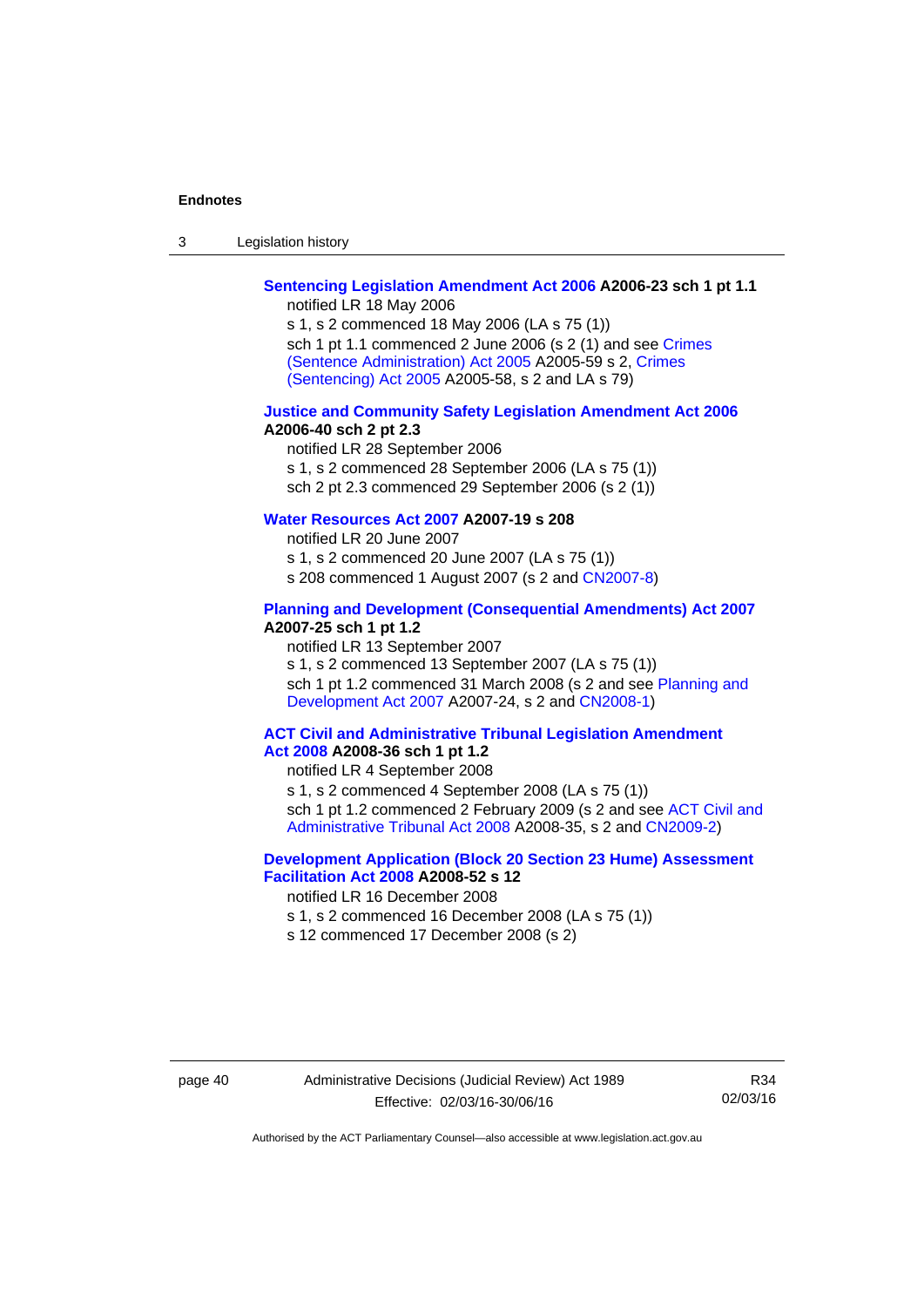**Sentencing Legislation Amendment Act 2006 A2006-23 sch 1 pt 1.1**

notified LR 18 May 2006

s 1, s 2 commenced 18 May 2006 (LA s 75 (1))

sch 1 pt 1.1 commenced 2 June 2006 (s 2 (1) and see Crimes (Sentence Administration) Act 2005 A2005-59 s 2, Crimes (Sentencing) Act 2005 A2005-58, s 2 and LA s 79)

**Justice and Community Safety Legislation Amendment Act 2006 A2006-40 sch 2 pt 2.3**

notified LR 28 September 2006

s 1, s 2 commenced 28 September 2006 (LA s 75 (1))

sch 2 pt 2.3 commenced 29 September 2006 (s 2 (1))

**Water Resources Act 2007 A2007-19 s 208**

notified LR 20 June 2007

s 1, s 2 commenced 20 June 2007 (LA s 75 (1))

s 208 commenced 1 August 2007 (s 2 and CN2007-8)

**Planning and Development (Consequential Amendments) Act 2007 A2007-25 sch 1 pt 1.2**

notified LR 13 September 2007

s 1, s 2 commenced 13 September 2007 (LA s 75 (1))

sch 1 pt 1.2 commenced 31 March 2008 (s 2 and see Planning and Development Act 2007 A2007-24, s 2 and CN2008-1)

**ACT Civil and Administrative Tribunal Legislation Amendment Act 2008 A2008-36 sch 1 pt 1.2**

notified LR 4 September 2008

s 1, s 2 commenced 4 September 2008 (LA s 75 (1))

sch 1 pt 1.2 commenced 2 February 2009 (s 2 and see ACT Civil and Administrative Tribunal Act 2008 A2008-35, s 2 and CN2009-2)

**Development Application (Block 20 Section 23 Hume) Assessment Facilitation Act 2008 A2008-52 s 12**

notified LR 16 December 2008

s 1, s 2 commenced 16 December 2008 (LA s 75 (1))

s 12 commenced 17 December 2008 (s 2)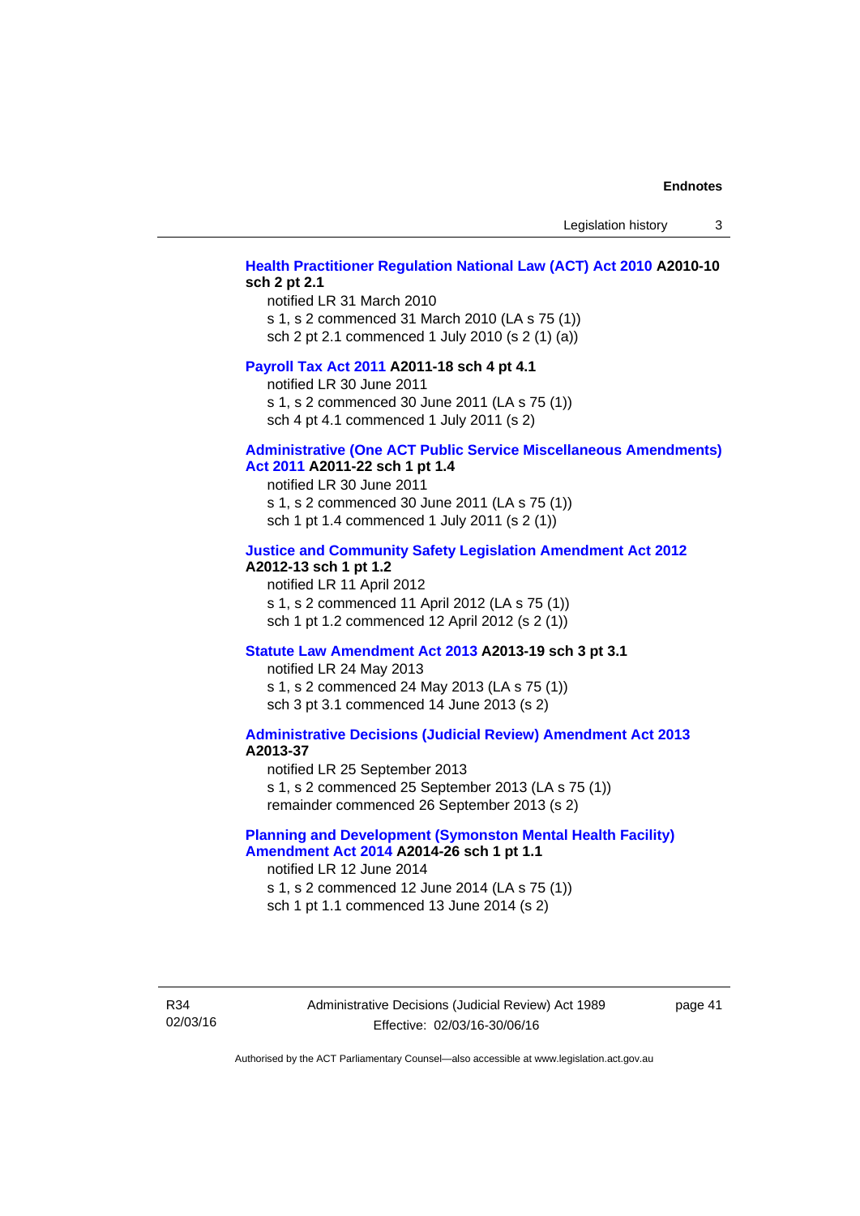**Health Practitioner Regulation National Law (ACT) Act 2010 A2010-10 sch 2 pt 2.1**

notified LR 31 March 2010
s 1, s 2 commenced 31 March 2010 (LA s 75 (1))
sch 2 pt 2.1 commenced 1 July 2010 (s 2 (1) (a))

**Payroll Tax Act 2011 A2011-18 sch 4 pt 4.1**

notified LR 30 June 2011
s 1, s 2 commenced 30 June 2011 (LA s 75 (1))
sch 4 pt 4.1 commenced 1 July 2011 (s 2)

**Administrative (One ACT Public Service Miscellaneous Amendments) Act 2011 A2011-22 sch 1 pt 1.4**

notified LR 30 June 2011
s 1, s 2 commenced 30 June 2011 (LA s 75 (1))
sch 1 pt 1.4 commenced 1 July 2011 (s 2 (1))

**Justice and Community Safety Legislation Amendment Act 2012 A2012-13 sch 1 pt 1.2**

notified LR 11 April 2012
s 1, s 2 commenced 11 April 2012 (LA s 75 (1))
sch 1 pt 1.2 commenced 12 April 2012 (s 2 (1))

**Statute Law Amendment Act 2013 A2013-19 sch 3 pt 3.1**

notified LR 24 May 2013
s 1, s 2 commenced 24 May 2013 (LA s 75 (1))
sch 3 pt 3.1 commenced 14 June 2013 (s 2)

**Administrative Decisions (Judicial Review) Amendment Act 2013 A2013-37**

notified LR 25 September 2013
s 1, s 2 commenced 25 September 2013 (LA s 75 (1))
remainder commenced 26 September 2013 (s 2)

**Planning and Development (Symonston Mental Health Facility) Amendment Act 2014 A2014-26 sch 1 pt 1.1**

notified LR 12 June 2014
s 1, s 2 commenced 12 June 2014 (LA s 75 (1))
sch 1 pt 1.1 commenced 13 June 2014 (s 2)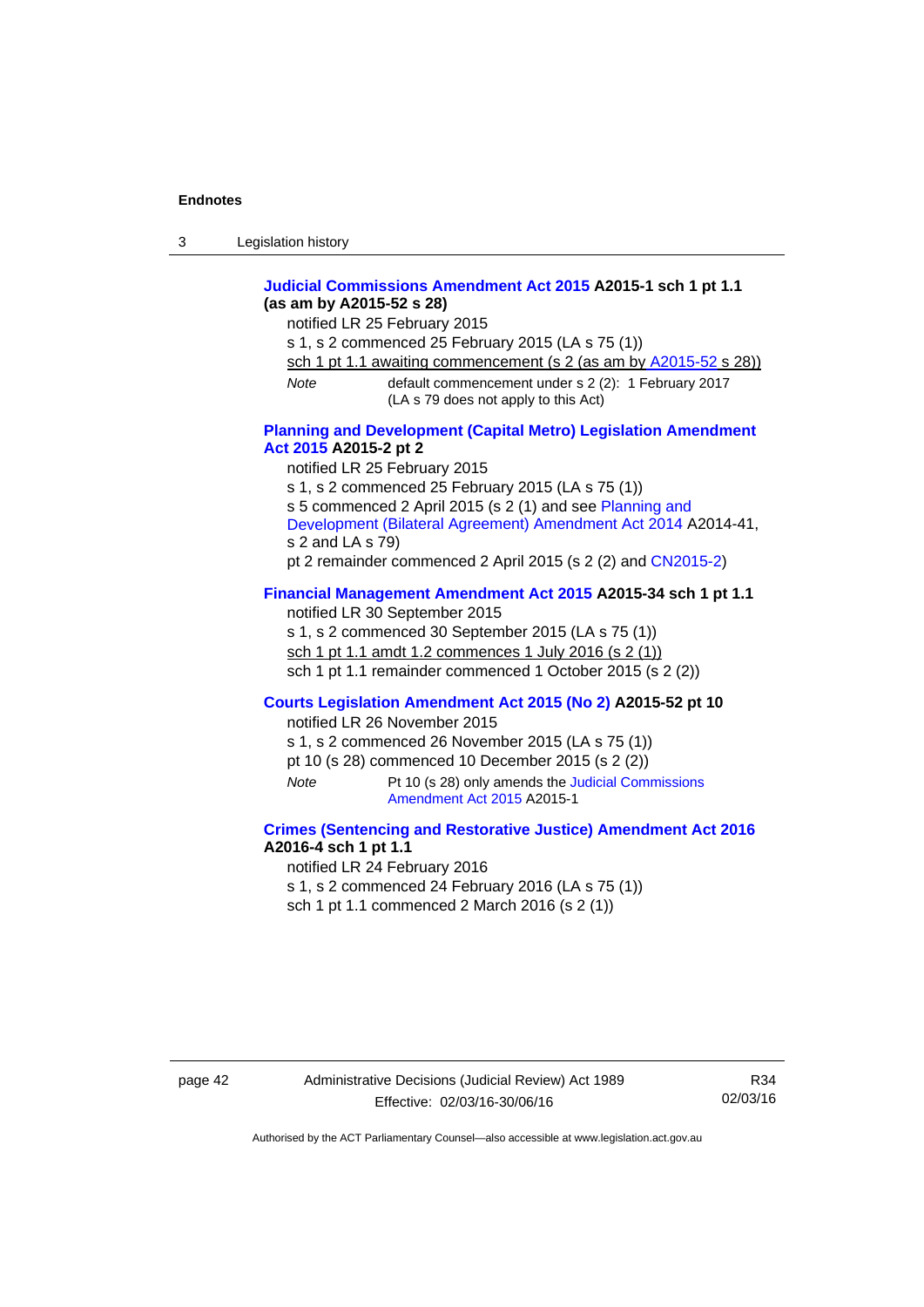**Judicial Commissions Amendment Act 2015 A2015-1 sch 1 pt 1.1 (as am by A2015-52 s 28)**

notified LR 25 February 2015

s 1, s 2 commenced 25 February 2015 (LA s 75 (1))

sch 1 pt 1.1 awaiting commencement (s 2 (as am by A2015-52 s 28))

*Note* default commencement under s 2 (2): 1 February 2017 (LA s 79 does not apply to this Act)

**Planning and Development (Capital Metro) Legislation Amendment Act 2015 A2015-2 pt 2**

notified LR 25 February 2015

s 1, s 2 commenced 25 February 2015 (LA s 75 (1))

s 5 commenced 2 April 2015 (s 2 (1) and see Planning and Development (Bilateral Agreement) Amendment Act 2014 A2014-41, s 2 and LA s 79)

pt 2 remainder commenced 2 April 2015 (s 2 (2) and CN2015-2)

**Financial Management Amendment Act 2015 A2015-34 sch 1 pt 1.1**

notified LR 30 September 2015

s 1, s 2 commenced 30 September 2015 (LA s 75 (1))

sch 1 pt 1.1 amdt 1.2 commences 1 July 2016 (s 2 (1))

sch 1 pt 1.1 remainder commenced 1 October 2015 (s 2 (2))

**Courts Legislation Amendment Act 2015 (No 2) A2015-52 pt 10**

notified LR 26 November 2015

s 1, s 2 commenced 26 November 2015 (LA s 75 (1))

pt 10 (s 28) commenced 10 December 2015 (s 2 (2))

*Note* Pt 10 (s 28) only amends the Judicial Commissions Amendment Act 2015 A2015-1

**Crimes (Sentencing and Restorative Justice) Amendment Act 2016 A2016-4 sch 1 pt 1.1**

notified LR 24 February 2016

s 1, s 2 commenced 24 February 2016 (LA s 75 (1))

sch 1 pt 1.1 commenced 2 March 2016 (s 2 (1))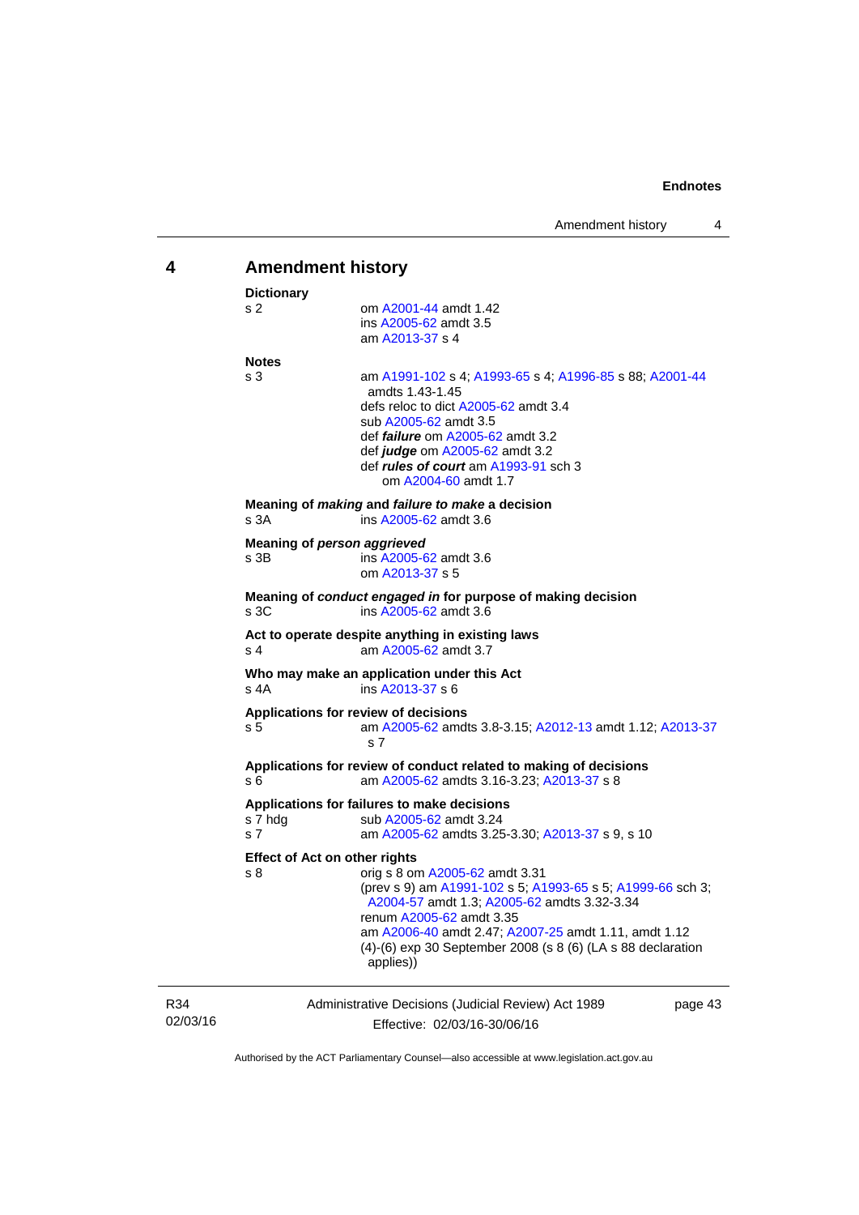## 4 Amendment history

**Dictionary**

s 2 — om A2001-44 amdt 1.42
ins A2005-62 amdt 3.5
am A2013-37 s 4

**Notes**

s 3 — am A1991-102 s 4; A1993-65 s 4; A1996-85 s 88; A2001-44 amdts 1.43-1.45
defs reloc to dict A2005-62 amdt 3.4
sub A2005-62 amdt 3.5
def ***failure*** om A2005-62 amdt 3.2
def ***judge*** om A2005-62 amdt 3.2
def ***rules of court*** am A1993-91 sch 3
om A2004-60 amdt 1.7

**Meaning of *making* and *failure to make* a decision**

s 3A — ins A2005-62 amdt 3.6

**Meaning of *person aggrieved***

s 3B — ins A2005-62 amdt 3.6
om A2013-37 s 5

**Meaning of *conduct engaged in* for purpose of making decision**

s 3C — ins A2005-62 amdt 3.6

**Act to operate despite anything in existing laws**

s 4 — am A2005-62 amdt 3.7

**Who may make an application under this Act**

s 4A — ins A2013-37 s 6

**Applications for review of decisions**

s 5 — am A2005-62 amdts 3.8-3.15; A2012-13 amdt 1.12; A2013-37 s 7

**Applications for review of conduct related to making of decisions**

s 6 — am A2005-62 amdts 3.16-3.23; A2013-37 s 8

**Applications for failures to make decisions**

s 7 hdg — sub A2005-62 amdt 3.24

s 7 — am A2005-62 amdts 3.25-3.30; A2013-37 s 9, s 10

**Effect of Act on other rights**

s 8 — orig s 8 om A2005-62 amdt 3.31
(prev s 9) am A1991-102 s 5; A1993-65 s 5; A1999-66 sch 3; A2004-57 amdt 1.3; A2005-62 amdts 3.32-3.34
renum A2005-62 amdt 3.35
am A2006-40 amdt 2.47; A2007-25 amdt 1.11, amdt 1.12
(4)-(6) exp 30 September 2008 (s 8 (6) (LA s 88 declaration applies))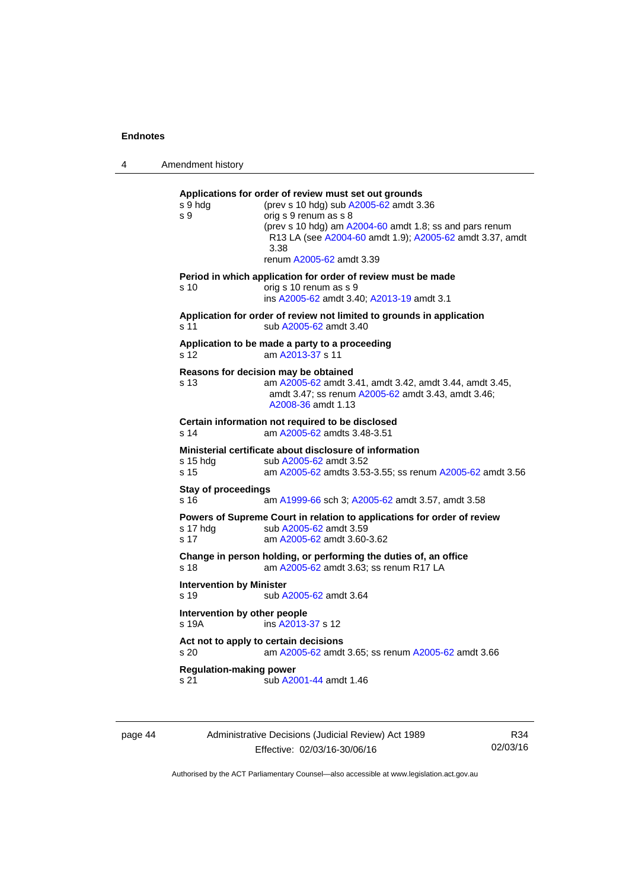**Applications for order of review must set out grounds**

s 9 hdg (prev s 10 hdg) sub A2005-62 amdt 3.36

s 9 orig s 9 renum as s 8
(prev s 10 hdg) am A2004-60 amdt 1.8; ss and pars renum R13 LA (see A2004-60 amdt 1.9); A2005-62 amdt 3.37, amdt 3.38
renum A2005-62 amdt 3.39

**Period in which application for order of review must be made**

s 10 orig s 10 renum as s 9
ins A2005-62 amdt 3.40; A2013-19 amdt 3.1

**Application for order of review not limited to grounds in application**

s 11 sub A2005-62 amdt 3.40

**Application to be made a party to a proceeding**

s 12 am A2013-37 s 11

**Reasons for decision may be obtained**

s 13 am A2005-62 amdt 3.41, amdt 3.42, amdt 3.44, amdt 3.45, amdt 3.47; ss renum A2005-62 amdt 3.43, amdt 3.46; A2008-36 amdt 1.13

**Certain information not required to be disclosed**

s 14 am A2005-62 amdts 3.48-3.51

**Ministerial certificate about disclosure of information**

s 15 hdg sub A2005-62 amdt 3.52

s 15 am A2005-62 amdts 3.53-3.55; ss renum A2005-62 amdt 3.56

**Stay of proceedings**

s 16 am A1999-66 sch 3; A2005-62 amdt 3.57, amdt 3.58

**Powers of Supreme Court in relation to applications for order of review**

s 17 hdg sub A2005-62 amdt 3.59

s 17 am A2005-62 amdt 3.60-3.62

**Change in person holding, or performing the duties of, an office**

s 18 am A2005-62 amdt 3.63; ss renum R17 LA

**Intervention by Minister**

s 19 sub A2005-62 amdt 3.64

**Intervention by other people**

s 19A ins A2013-37 s 12

**Act not to apply to certain decisions**

s 20 am A2005-62 amdt 3.65; ss renum A2005-62 amdt 3.66

**Regulation-making power**

s 21 sub A2001-44 amdt 1.46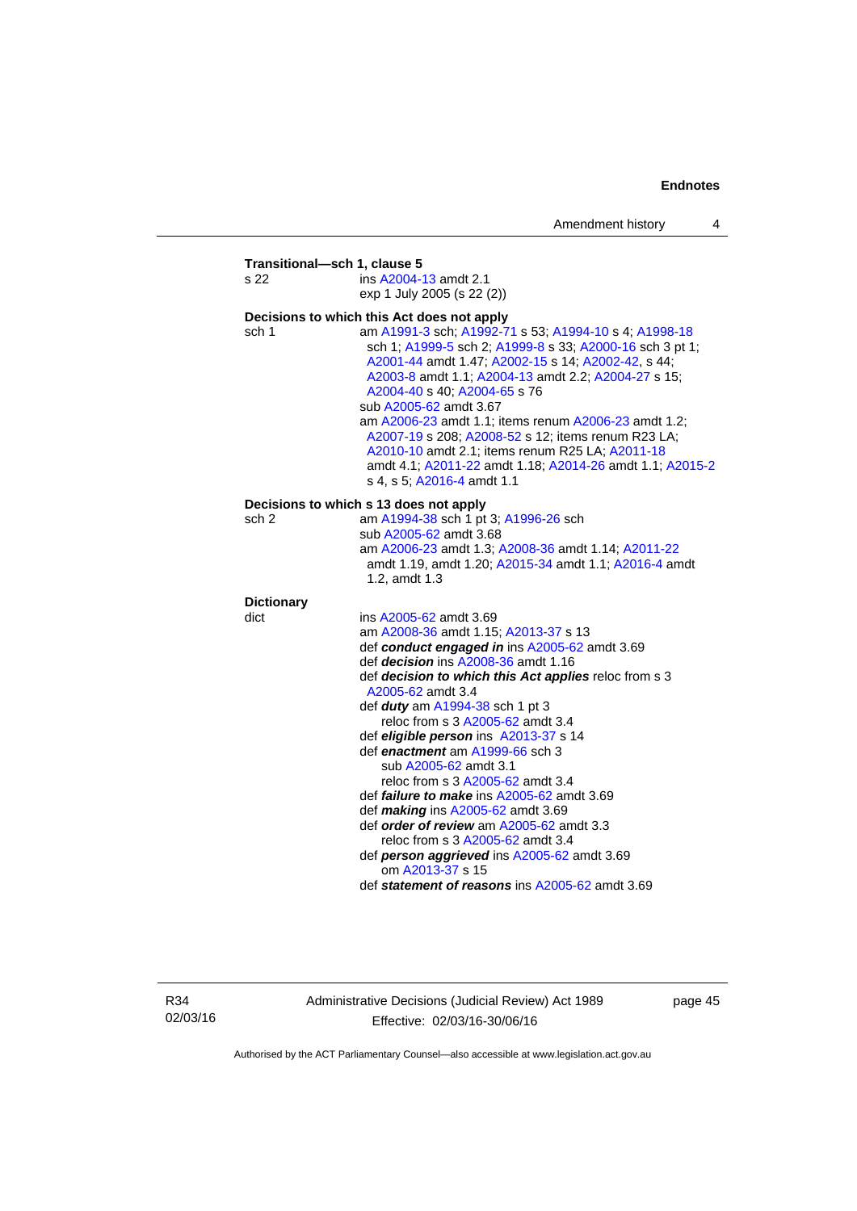**Transitional—sch 1, clause 5**

s 22 ins A2004-13 amdt 2.1
exp 1 July 2005 (s 22 (2))

**Decisions to which this Act does not apply**

sch 1 am A1991-3 sch; A1992-71 s 53; A1994-10 s 4; A1998-18 sch 1; A1999-5 sch 2; A1999-8 s 33; A2000-16 sch 3 pt 1; A2001-44 amdt 1.47; A2002-15 s 14; A2002-42, s 44; A2003-8 amdt 1.1; A2004-13 amdt 2.2; A2004-27 s 15; A2004-40 s 40; A2004-65 s 76
sub A2005-62 amdt 3.67
am A2006-23 amdt 1.1; items renum A2006-23 amdt 1.2; A2007-19 s 208; A2008-52 s 12; items renum R23 LA; A2010-10 amdt 2.1; items renum R25 LA; A2011-18 amdt 4.1; A2011-22 amdt 1.18; A2014-26 amdt 1.1; A2015-2 s 4, s 5; A2016-4 amdt 1.1

**Decisions to which s 13 does not apply**

sch 2 am A1994-38 sch 1 pt 3; A1996-26 sch
sub A2005-62 amdt 3.68
am A2006-23 amdt 1.3; A2008-36 amdt 1.14; A2011-22 amdt 1.19, amdt 1.20; A2015-34 amdt 1.1; A2016-4 amdt 1.2, amdt 1.3

**Dictionary**

dict ins A2005-62 amdt 3.69
am A2008-36 amdt 1.15; A2013-37 s 13
def ***conduct engaged in*** ins A2005-62 amdt 3.69
def ***decision*** ins A2008-36 amdt 1.16
def ***decision to which this Act applies*** reloc from s 3 A2005-62 amdt 3.4
def ***duty*** am A1994-38 sch 1 pt 3
reloc from s 3 A2005-62 amdt 3.4
def ***eligible person*** ins A2013-37 s 14
def ***enactment*** am A1999-66 sch 3
sub A2005-62 amdt 3.1
reloc from s 3 A2005-62 amdt 3.4
def ***failure to make*** ins A2005-62 amdt 3.69
def ***making*** ins A2005-62 amdt 3.69
def ***order of review*** am A2005-62 amdt 3.3
reloc from s 3 A2005-62 amdt 3.4
def ***person aggrieved*** ins A2005-62 amdt 3.69
om A2013-37 s 15
def ***statement of reasons*** ins A2005-62 amdt 3.69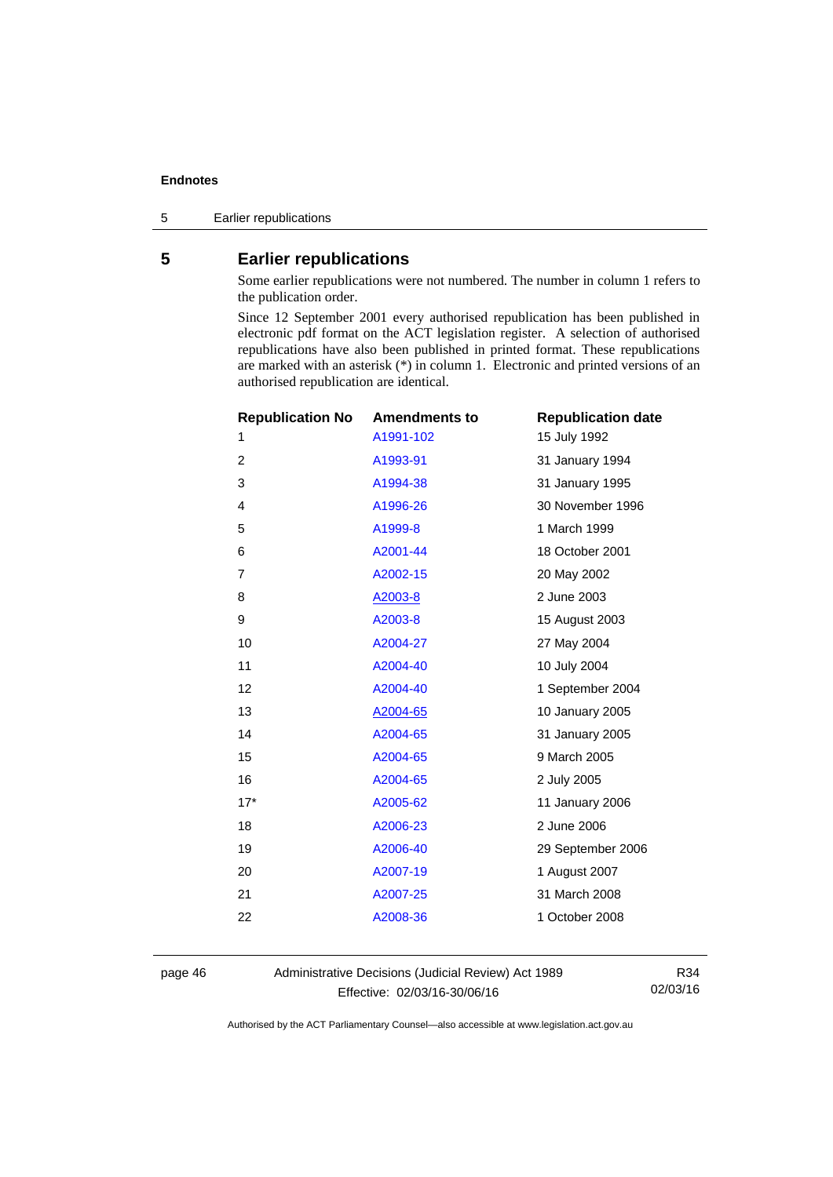# 5 Earlier republications

Some earlier republications were not numbered. The number in column 1 refers to the publication order.

Since 12 September 2001 every authorised republication has been published in electronic pdf format on the ACT legislation register. A selection of authorised republications have also been published in printed format. These republications are marked with an asterisk (*) in column 1. Electronic and printed versions of an authorised republication are identical.

| Republication No | Amendments to | Republication date |
|---|---|---|
| 1 | A1991-102 | 15 July 1992 |
| 2 | A1993-91 | 31 January 1994 |
| 3 | A1994-38 | 31 January 1995 |
| 4 | A1996-26 | 30 November 1996 |
| 5 | A1999-8 | 1 March 1999 |
| 6 | A2001-44 | 18 October 2001 |
| 7 | A2002-15 | 20 May 2002 |
| 8 | A2003-8 | 2 June 2003 |
| 9 | A2003-8 | 15 August 2003 |
| 10 | A2004-27 | 27 May 2004 |
| 11 | A2004-40 | 10 July 2004 |
| 12 | A2004-40 | 1 September 2004 |
| 13 | A2004-65 | 10 January 2005 |
| 14 | A2004-65 | 31 January 2005 |
| 15 | A2004-65 | 9 March 2005 |
| 16 | A2004-65 | 2 July 2005 |
| 17* | A2005-62 | 11 January 2006 |
| 18 | A2006-23 | 2 June 2006 |
| 19 | A2006-40 | 29 September 2006 |
| 20 | A2007-19 | 1 August 2007 |
| 21 | A2007-25 | 31 March 2008 |
| 22 | A2008-36 | 1 October 2008 |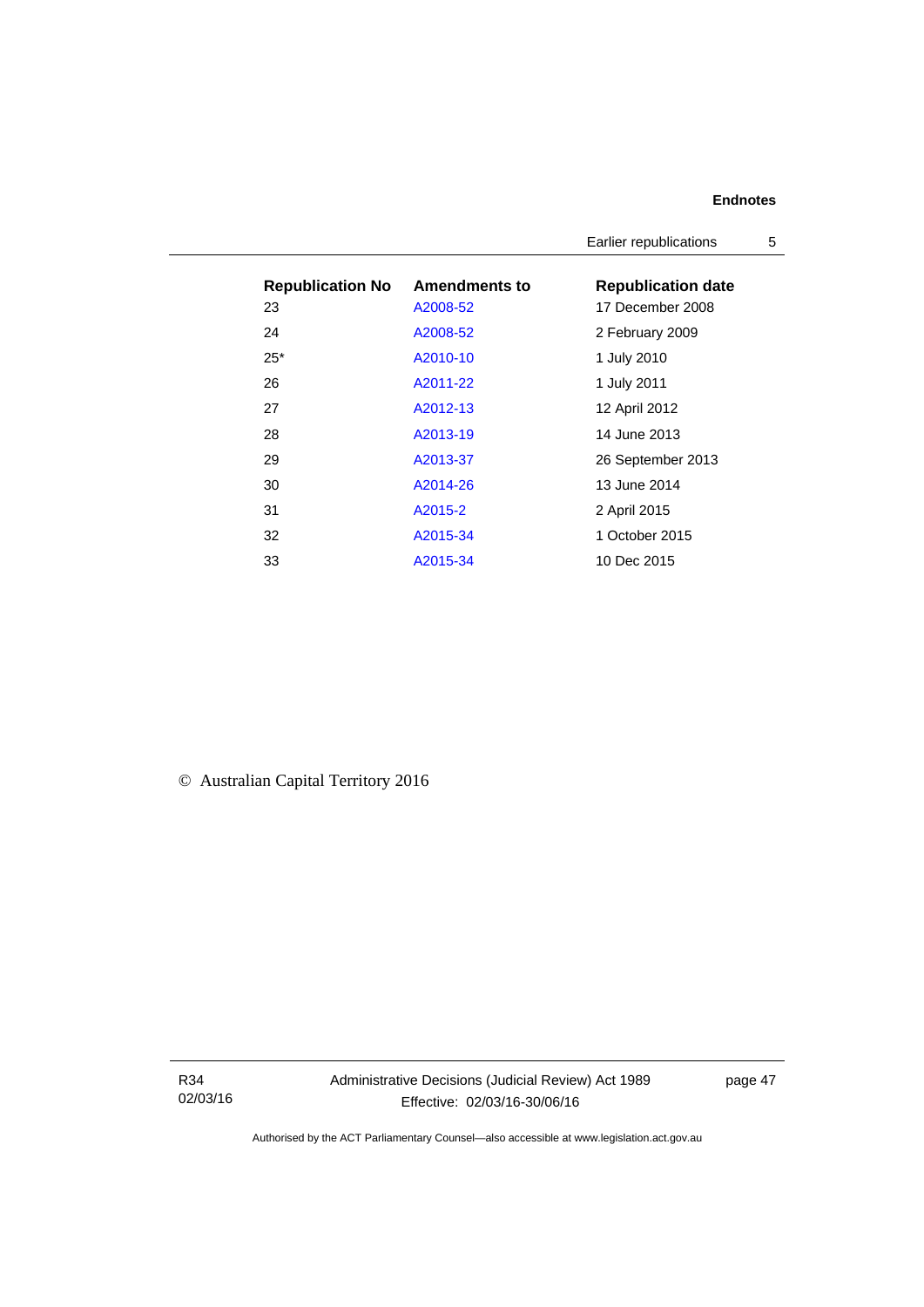| Republication No | Amendments to | Republication date |
|---|---|---|
| 23 | A2008-52 | 17 December 2008 |
| 24 | A2008-52 | 2 February 2009 |
| 25* | A2010-10 | 1 July 2010 |
| 26 | A2011-22 | 1 July 2011 |
| 27 | A2012-13 | 12 April 2012 |
| 28 | A2013-19 | 14 June 2013 |
| 29 | A2013-37 | 26 September 2013 |
| 30 | A2014-26 | 13 June 2014 |
| 31 | A2015-2 | 2 April 2015 |
| 32 | A2015-34 | 1 October 2015 |
| 33 | A2015-34 | 10 Dec 2015 |

© Australian Capital Territory 2016